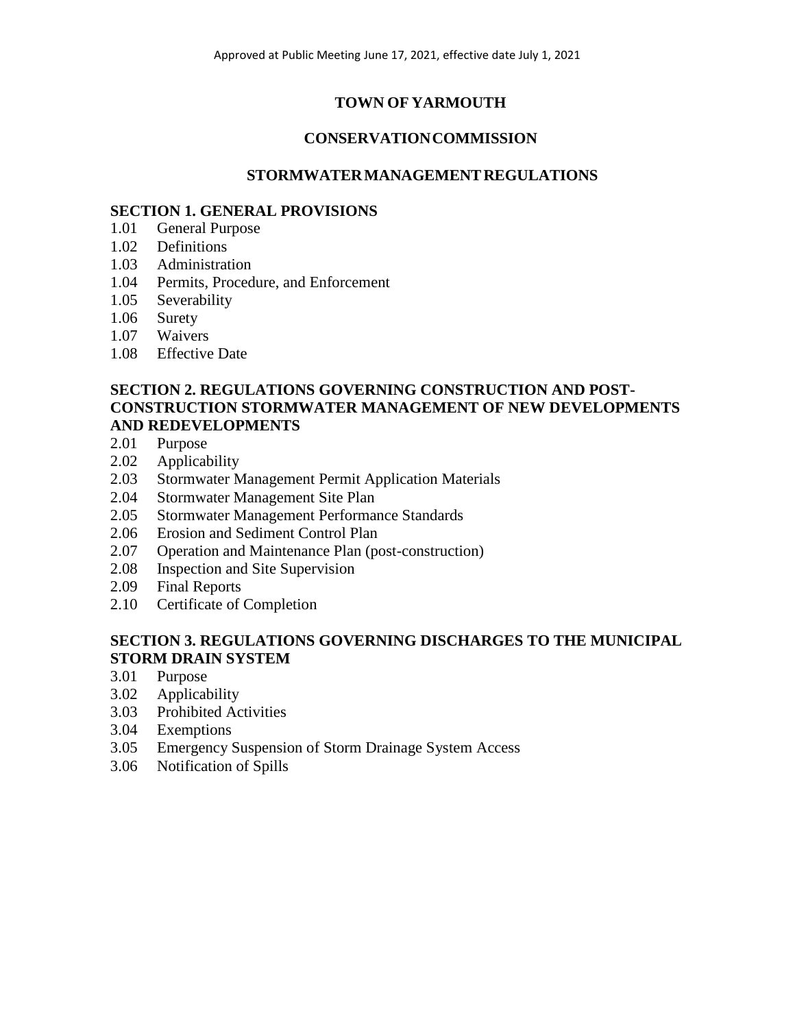Approved at Public Meeting June 17, 2021, effective date July 1, 2021

# TOWN OF YARMOUTH

## CONSERVATION COMMISSION

## STORMWATER MANAGEMENT REGULATIONS

### SECTION 1. GENERAL PROVISIONS

1.01 General Purpose
1.02 Definitions
1.03 Administration
1.04 Permits, Procedure, and Enforcement
1.05 Severability
1.06 Surety
1.07 Waivers
1.08 Effective Date

### SECTION 2. REGULATIONS GOVERNING CONSTRUCTION AND POST-CONSTRUCTION STORMWATER MANAGEMENT OF NEW DEVELOPMENTS AND REDEVELOPMENTS

2.01 Purpose
2.02 Applicability
2.03 Stormwater Management Permit Application Materials
2.04 Stormwater Management Site Plan
2.05 Stormwater Management Performance Standards
2.06 Erosion and Sediment Control Plan
2.07 Operation and Maintenance Plan (post-construction)
2.08 Inspection and Site Supervision
2.09 Final Reports
2.10 Certificate of Completion

### SECTION 3. REGULATIONS GOVERNING DISCHARGES TO THE MUNICIPAL STORM DRAIN SYSTEM

3.01 Purpose
3.02 Applicability
3.03 Prohibited Activities
3.04 Exemptions
3.05 Emergency Suspension of Storm Drainage System Access
3.06 Notification of Spills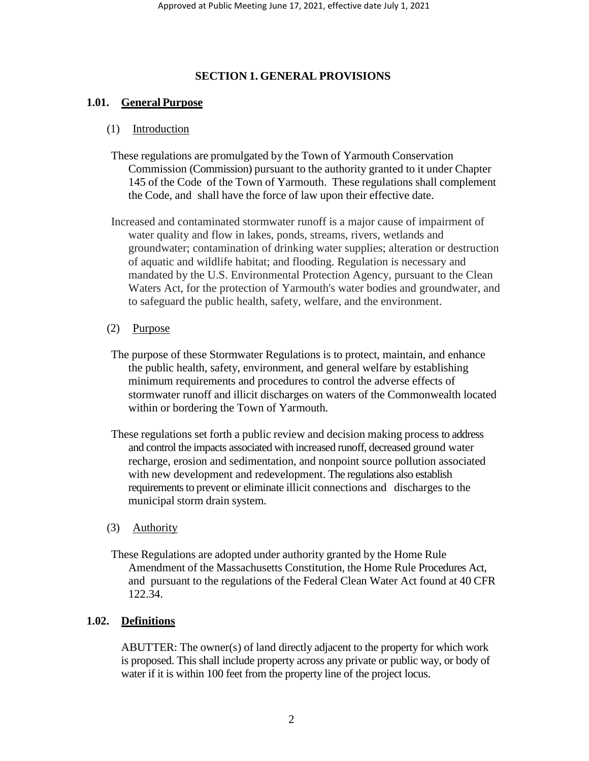## SECTION 1. GENERAL PROVISIONS

### 1.01. General Purpose

(1) Introduction

These regulations are promulgated by the Town of Yarmouth Conservation Commission (Commission) pursuant to the authority granted to it under Chapter 145 of the Code of the Town of Yarmouth. These regulations shall complement the Code, and shall have the force of law upon their effective date.

Increased and contaminated stormwater runoff is a major cause of impairment of water quality and flow in lakes, ponds, streams, rivers, wetlands and groundwater; contamination of drinking water supplies; alteration or destruction of aquatic and wildlife habitat; and flooding. Regulation is necessary and mandated by the U.S. Environmental Protection Agency, pursuant to the Clean Waters Act, for the protection of Yarmouth's water bodies and groundwater, and to safeguard the public health, safety, welfare, and the environment.

(2) Purpose

The purpose of these Stormwater Regulations is to protect, maintain, and enhance the public health, safety, environment, and general welfare by establishing minimum requirements and procedures to control the adverse effects of stormwater runoff and illicit discharges on waters of the Commonwealth located within or bordering the Town of Yarmouth.

These regulations set forth a public review and decision making process to address and control the impacts associated with increased runoff, decreased ground water recharge, erosion and sedimentation, and nonpoint source pollution associated with new development and redevelopment. The regulations also establish requirements to prevent or eliminate illicit connections and discharges to the municipal storm drain system.

(3) Authority

These Regulations are adopted under authority granted by the Home Rule Amendment of the Massachusetts Constitution, the Home Rule Procedures Act, and pursuant to the regulations of the Federal Clean Water Act found at 40 CFR 122.34.

### 1.02. Definitions

ABUTTER: The owner(s) of land directly adjacent to the property for which work is proposed. This shall include property across any private or public way, or body of water if it is within 100 feet from the property line of the project locus.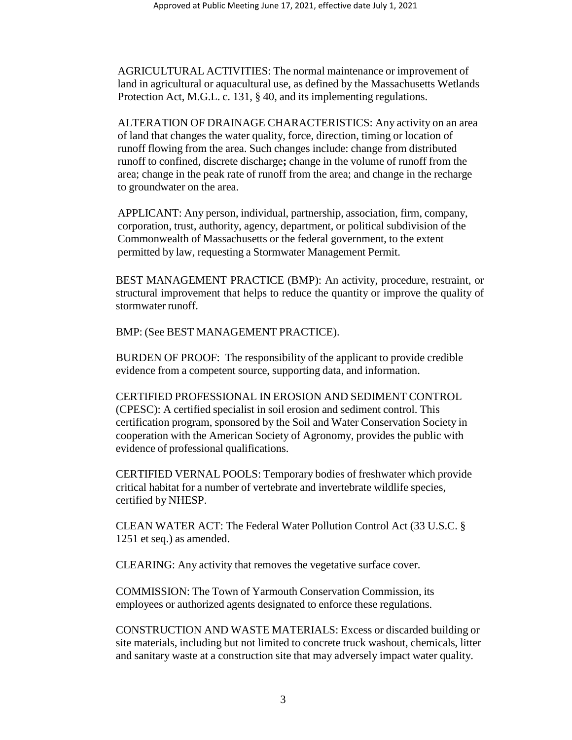AGRICULTURAL ACTIVITIES: The normal maintenance or improvement of land in agricultural or aquacultural use, as defined by the Massachusetts Wetlands Protection Act, M.G.L. c. 131, § 40, and its implementing regulations.

ALTERATION OF DRAINAGE CHARACTERISTICS: Any activity on an area of land that changes the water quality, force, direction, timing or location of runoff flowing from the area. Such changes include: change from distributed runoff to confined, discrete discharge**;** change in the volume of runoff from the area; change in the peak rate of runoff from the area; and change in the recharge to groundwater on the area.

APPLICANT: Any person, individual, partnership, association, firm, company, corporation, trust, authority, agency, department, or political subdivision of the Commonwealth of Massachusetts or the federal government, to the extent permitted by law, requesting a Stormwater Management Permit.

BEST MANAGEMENT PRACTICE (BMP): An activity, procedure, restraint, or structural improvement that helps to reduce the quantity or improve the quality of stormwater runoff.

BMP: (See BEST MANAGEMENT PRACTICE).

BURDEN OF PROOF: The responsibility of the applicant to provide credible evidence from a competent source, supporting data, and information.

CERTIFIED PROFESSIONAL IN EROSION AND SEDIMENT CONTROL (CPESC): A certified specialist in soil erosion and sediment control. This certification program, sponsored by the Soil and Water Conservation Society in cooperation with the American Society of Agronomy, provides the public with evidence of professional qualifications.

CERTIFIED VERNAL POOLS: Temporary bodies of freshwater which provide critical habitat for a number of vertebrate and invertebrate wildlife species, certified by NHESP.

CLEAN WATER ACT: The Federal Water Pollution Control Act (33 U.S.C. § 1251 et seq.) as amended.

CLEARING: Any activity that removes the vegetative surface cover.

COMMISSION: The Town of Yarmouth Conservation Commission, its employees or authorized agents designated to enforce these regulations.

CONSTRUCTION AND WASTE MATERIALS: Excess or discarded building or site materials, including but not limited to concrete truck washout, chemicals, litter and sanitary waste at a construction site that may adversely impact water quality.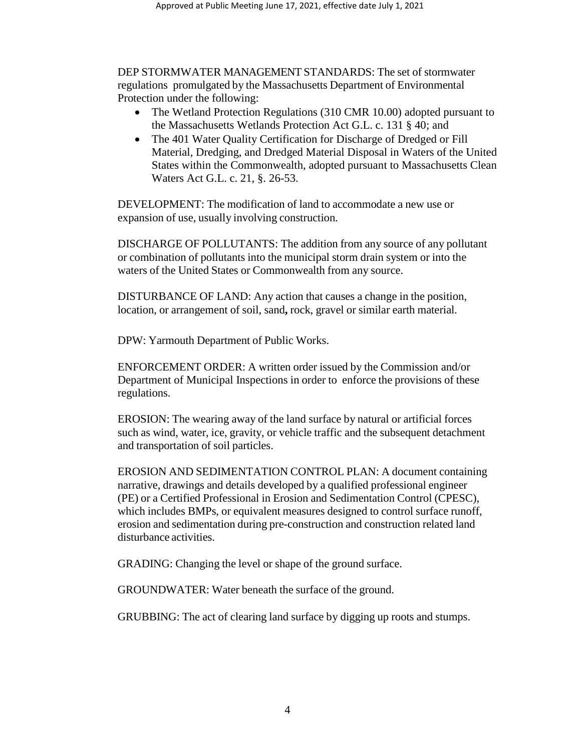DEP STORMWATER MANAGEMENT STANDARDS: The set of stormwater regulations promulgated by the Massachusetts Department of Environmental Protection under the following:

- The Wetland Protection Regulations (310 CMR 10.00) adopted pursuant to the Massachusetts Wetlands Protection Act G.L. c. 131 § 40; and
- The 401 Water Quality Certification for Discharge of Dredged or Fill Material, Dredging, and Dredged Material Disposal in Waters of the United States within the Commonwealth, adopted pursuant to Massachusetts Clean Waters Act G.L. c. 21, §. 26-53.

DEVELOPMENT: The modification of land to accommodate a new use or expansion of use, usually involving construction.

DISCHARGE OF POLLUTANTS: The addition from any source of any pollutant or combination of pollutants into the municipal storm drain system or into the waters of the United States or Commonwealth from any source.

DISTURBANCE OF LAND: Any action that causes a change in the position, location, or arrangement of soil, sand**,** rock, gravel or similar earth material.

DPW: Yarmouth Department of Public Works.

ENFORCEMENT ORDER: A written order issued by the Commission and/or Department of Municipal Inspections in order to enforce the provisions of these regulations.

EROSION: The wearing away of the land surface by natural or artificial forces such as wind, water, ice, gravity, or vehicle traffic and the subsequent detachment and transportation of soil particles.

EROSION AND SEDIMENTATION CONTROL PLAN: A document containing narrative, drawings and details developed by a qualified professional engineer (PE) or a Certified Professional in Erosion and Sedimentation Control (CPESC), which includes BMPs, or equivalent measures designed to control surface runoff, erosion and sedimentation during pre-construction and construction related land disturbance activities.

GRADING: Changing the level or shape of the ground surface.

GROUNDWATER: Water beneath the surface of the ground.

GRUBBING: The act of clearing land surface by digging up roots and stumps.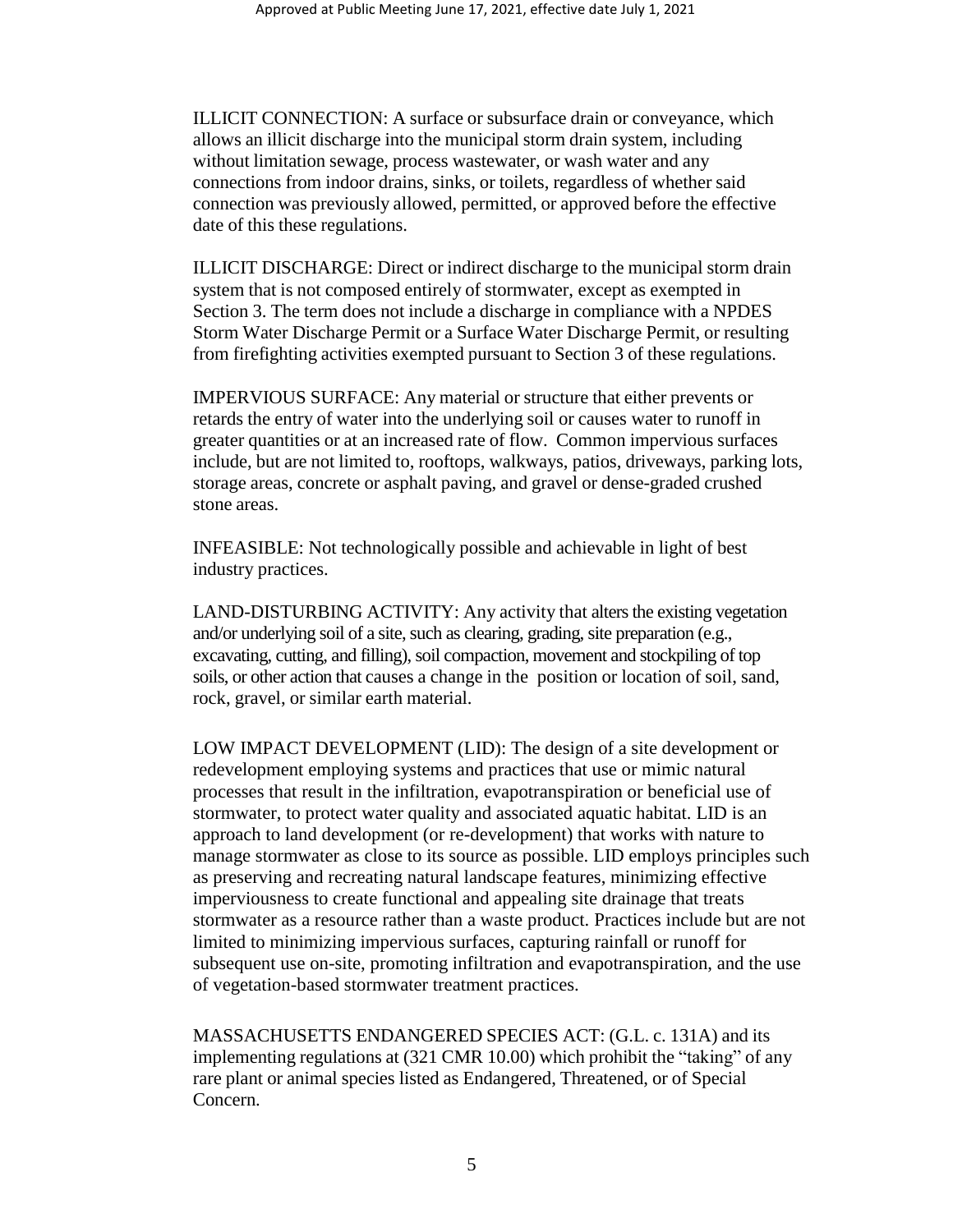ILLICIT CONNECTION: A surface or subsurface drain or conveyance, which allows an illicit discharge into the municipal storm drain system, including without limitation sewage, process wastewater, or wash water and any connections from indoor drains, sinks, or toilets, regardless of whether said connection was previously allowed, permitted, or approved before the effective date of this these regulations.

ILLICIT DISCHARGE: Direct or indirect discharge to the municipal storm drain system that is not composed entirely of stormwater, except as exempted in Section 3. The term does not include a discharge in compliance with a NPDES Storm Water Discharge Permit or a Surface Water Discharge Permit, or resulting from firefighting activities exempted pursuant to Section 3 of these regulations.

IMPERVIOUS SURFACE: Any material or structure that either prevents or retards the entry of water into the underlying soil or causes water to runoff in greater quantities or at an increased rate of flow. Common impervious surfaces include, but are not limited to, rooftops, walkways, patios, driveways, parking lots, storage areas, concrete or asphalt paving, and gravel or dense-graded crushed stone areas.

INFEASIBLE: Not technologically possible and achievable in light of best industry practices.

LAND-DISTURBING ACTIVITY: Any activity that alters the existing vegetation and/or underlying soil of a site, such as clearing, grading, site preparation (e.g., excavating, cutting, and filling), soil compaction, movement and stockpiling of top soils, or other action that causes a change in the position or location of soil, sand, rock, gravel, or similar earth material.

LOW IMPACT DEVELOPMENT (LID): The design of a site development or redevelopment employing systems and practices that use or mimic natural processes that result in the infiltration, evapotranspiration or beneficial use of stormwater, to protect water quality and associated aquatic habitat. LID is an approach to land development (or re-development) that works with nature to manage stormwater as close to its source as possible. LID employs principles such as preserving and recreating natural landscape features, minimizing effective imperviousness to create functional and appealing site drainage that treats stormwater as a resource rather than a waste product. Practices include but are not limited to minimizing impervious surfaces, capturing rainfall or runoff for subsequent use on-site, promoting infiltration and evapotranspiration, and the use of vegetation-based stormwater treatment practices.

MASSACHUSETTS ENDANGERED SPECIES ACT: (G.L. c. 131A) and its implementing regulations at (321 CMR 10.00) which prohibit the "taking" of any rare plant or animal species listed as Endangered, Threatened, or of Special Concern.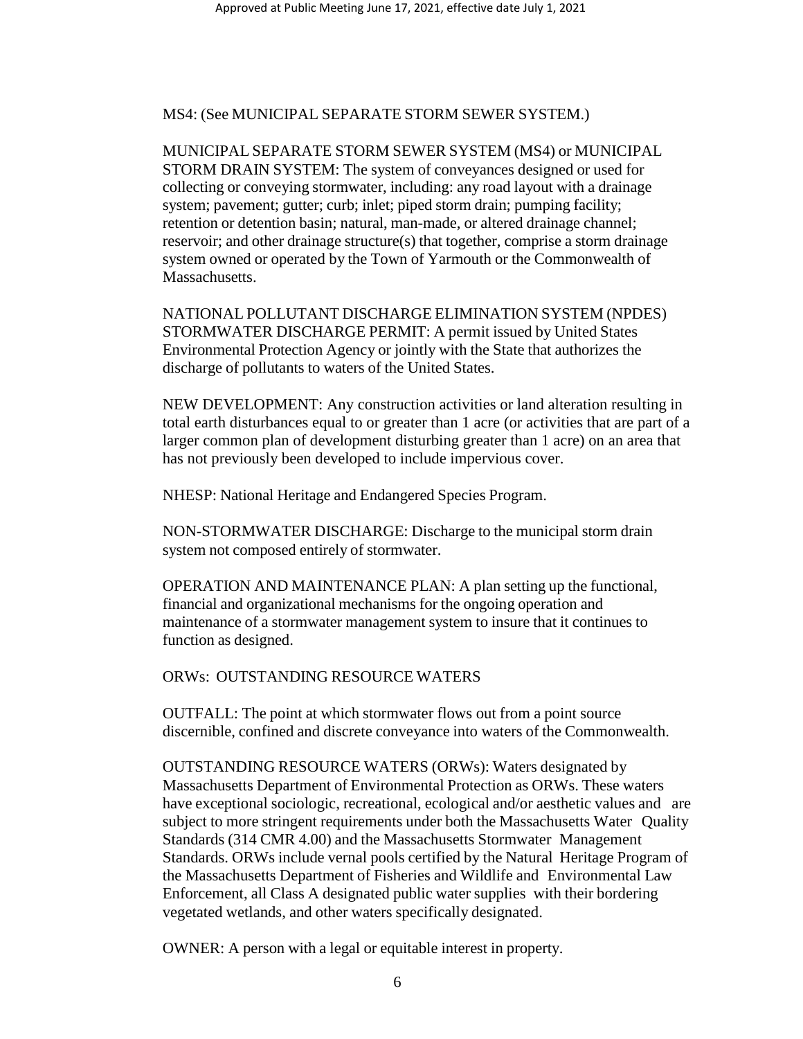MS4: (See MUNICIPAL SEPARATE STORM SEWER SYSTEM.)

MUNICIPAL SEPARATE STORM SEWER SYSTEM (MS4) or MUNICIPAL STORM DRAIN SYSTEM: The system of conveyances designed or used for collecting or conveying stormwater, including: any road layout with a drainage system; pavement; gutter; curb; inlet; piped storm drain; pumping facility; retention or detention basin; natural, man-made, or altered drainage channel; reservoir; and other drainage structure(s) that together, comprise a storm drainage system owned or operated by the Town of Yarmouth or the Commonwealth of Massachusetts.

NATIONAL POLLUTANT DISCHARGE ELIMINATION SYSTEM (NPDES) STORMWATER DISCHARGE PERMIT: A permit issued by United States Environmental Protection Agency or jointly with the State that authorizes the discharge of pollutants to waters of the United States.

NEW DEVELOPMENT: Any construction activities or land alteration resulting in total earth disturbances equal to or greater than 1 acre (or activities that are part of a larger common plan of development disturbing greater than 1 acre) on an area that has not previously been developed to include impervious cover.

NHESP: National Heritage and Endangered Species Program.

NON-STORMWATER DISCHARGE: Discharge to the municipal storm drain system not composed entirely of stormwater.

OPERATION AND MAINTENANCE PLAN: A plan setting up the functional, financial and organizational mechanisms for the ongoing operation and maintenance of a stormwater management system to insure that it continues to function as designed.

ORWs: OUTSTANDING RESOURCE WATERS

OUTFALL: The point at which stormwater flows out from a point source discernible, confined and discrete conveyance into waters of the Commonwealth.

OUTSTANDING RESOURCE WATERS (ORWs): Waters designated by Massachusetts Department of Environmental Protection as ORWs. These waters have exceptional sociologic, recreational, ecological and/or aesthetic values and are subject to more stringent requirements under both the Massachusetts Water Quality Standards (314 CMR 4.00) and the Massachusetts Stormwater Management Standards. ORWs include vernal pools certified by the Natural Heritage Program of the Massachusetts Department of Fisheries and Wildlife and Environmental Law Enforcement, all Class A designated public water supplies with their bordering vegetated wetlands, and other waters specifically designated.

OWNER: A person with a legal or equitable interest in property.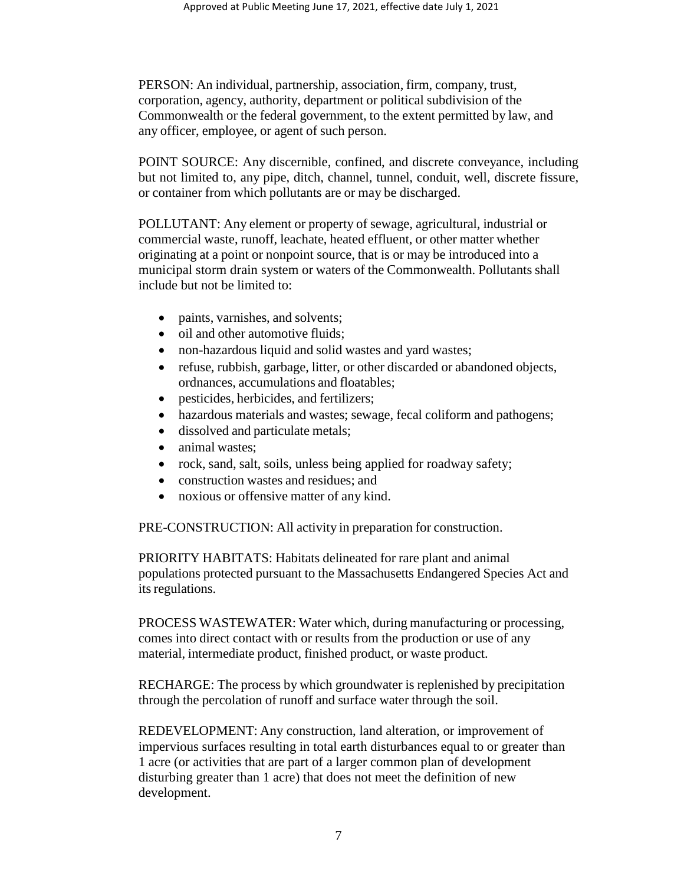PERSON: An individual, partnership, association, firm, company, trust, corporation, agency, authority, department or political subdivision of the Commonwealth or the federal government, to the extent permitted by law, and any officer, employee, or agent of such person.

POINT SOURCE: Any discernible, confined, and discrete conveyance, including but not limited to, any pipe, ditch, channel, tunnel, conduit, well, discrete fissure, or container from which pollutants are or may be discharged.

POLLUTANT: Any element or property of sewage, agricultural, industrial or commercial waste, runoff, leachate, heated effluent, or other matter whether originating at a point or nonpoint source, that is or may be introduced into a municipal storm drain system or waters of the Commonwealth. Pollutants shall include but not be limited to:

- paints, varnishes, and solvents;
- oil and other automotive fluids;
- non-hazardous liquid and solid wastes and yard wastes;
- refuse, rubbish, garbage, litter, or other discarded or abandoned objects, ordnances, accumulations and floatables;
- pesticides, herbicides, and fertilizers;
- hazardous materials and wastes; sewage, fecal coliform and pathogens;
- dissolved and particulate metals;
- animal wastes;
- rock, sand, salt, soils, unless being applied for roadway safety;
- construction wastes and residues; and
- noxious or offensive matter of any kind.

PRE-CONSTRUCTION: All activity in preparation for construction.

PRIORITY HABITATS: Habitats delineated for rare plant and animal populations protected pursuant to the Massachusetts Endangered Species Act and its regulations.

PROCESS WASTEWATER: Water which, during manufacturing or processing, comes into direct contact with or results from the production or use of any material, intermediate product, finished product, or waste product.

RECHARGE: The process by which groundwater is replenished by precipitation through the percolation of runoff and surface water through the soil.

REDEVELOPMENT: Any construction, land alteration, or improvement of impervious surfaces resulting in total earth disturbances equal to or greater than 1 acre (or activities that are part of a larger common plan of development disturbing greater than 1 acre) that does not meet the definition of new development.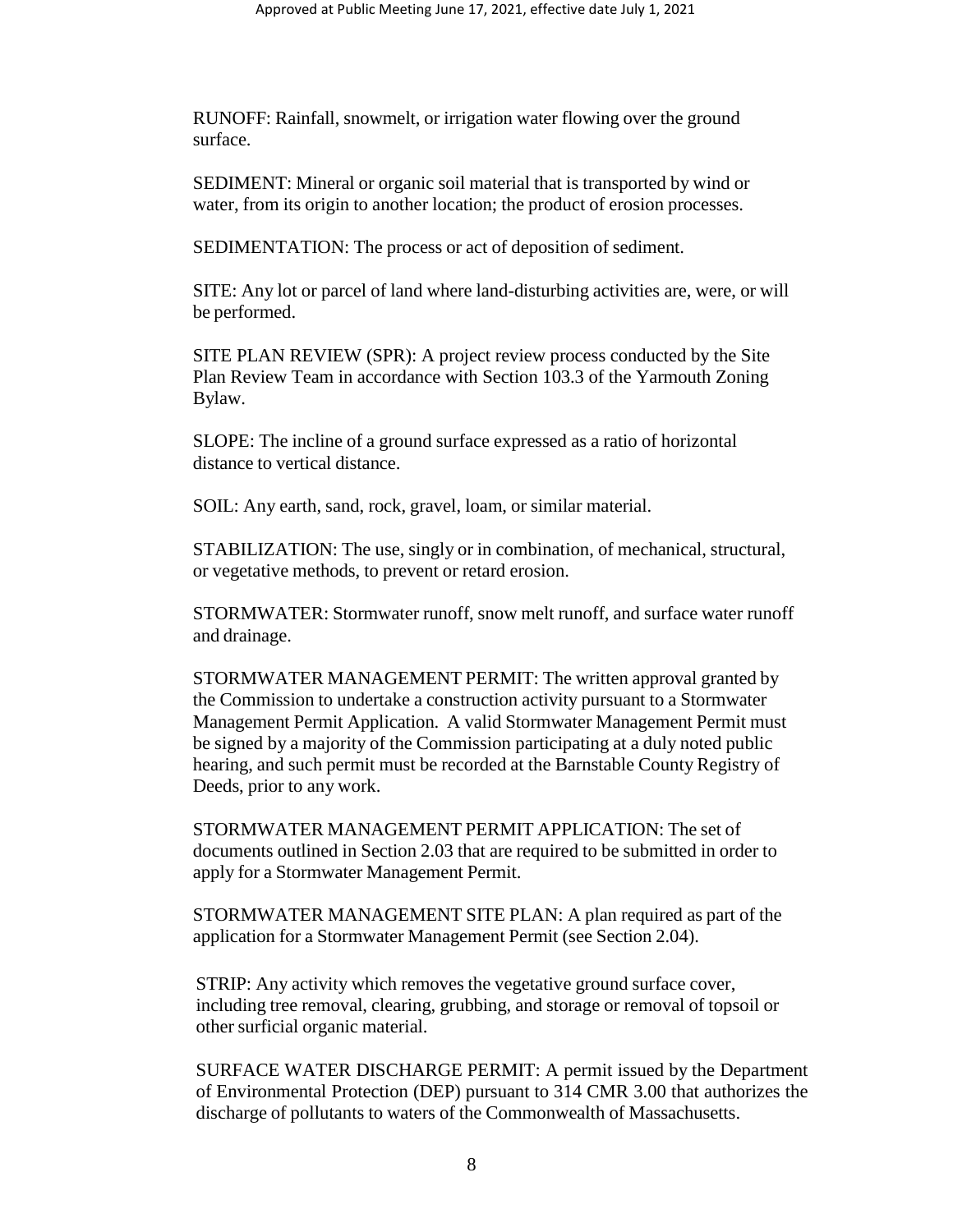RUNOFF: Rainfall, snowmelt, or irrigation water flowing over the ground surface.

SEDIMENT: Mineral or organic soil material that is transported by wind or water, from its origin to another location; the product of erosion processes.

SEDIMENTATION: The process or act of deposition of sediment.

SITE: Any lot or parcel of land where land-disturbing activities are, were, or will be performed.

SITE PLAN REVIEW (SPR): A project review process conducted by the Site Plan Review Team in accordance with Section 103.3 of the Yarmouth Zoning Bylaw.

SLOPE: The incline of a ground surface expressed as a ratio of horizontal distance to vertical distance.

SOIL: Any earth, sand, rock, gravel, loam, or similar material.

STABILIZATION: The use, singly or in combination, of mechanical, structural, or vegetative methods, to prevent or retard erosion.

STORMWATER: Stormwater runoff, snow melt runoff, and surface water runoff and drainage.

STORMWATER MANAGEMENT PERMIT: The written approval granted by the Commission to undertake a construction activity pursuant to a Stormwater Management Permit Application. A valid Stormwater Management Permit must be signed by a majority of the Commission participating at a duly noted public hearing, and such permit must be recorded at the Barnstable County Registry of Deeds, prior to any work.

STORMWATER MANAGEMENT PERMIT APPLICATION: The set of documents outlined in Section 2.03 that are required to be submitted in order to apply for a Stormwater Management Permit.

STORMWATER MANAGEMENT SITE PLAN: A plan required as part of the application for a Stormwater Management Permit (see Section 2.04).

STRIP: Any activity which removes the vegetative ground surface cover, including tree removal, clearing, grubbing, and storage or removal of topsoil or other surficial organic material.

SURFACE WATER DISCHARGE PERMIT: A permit issued by the Department of Environmental Protection (DEP) pursuant to 314 CMR 3.00 that authorizes the discharge of pollutants to waters of the Commonwealth of Massachusetts.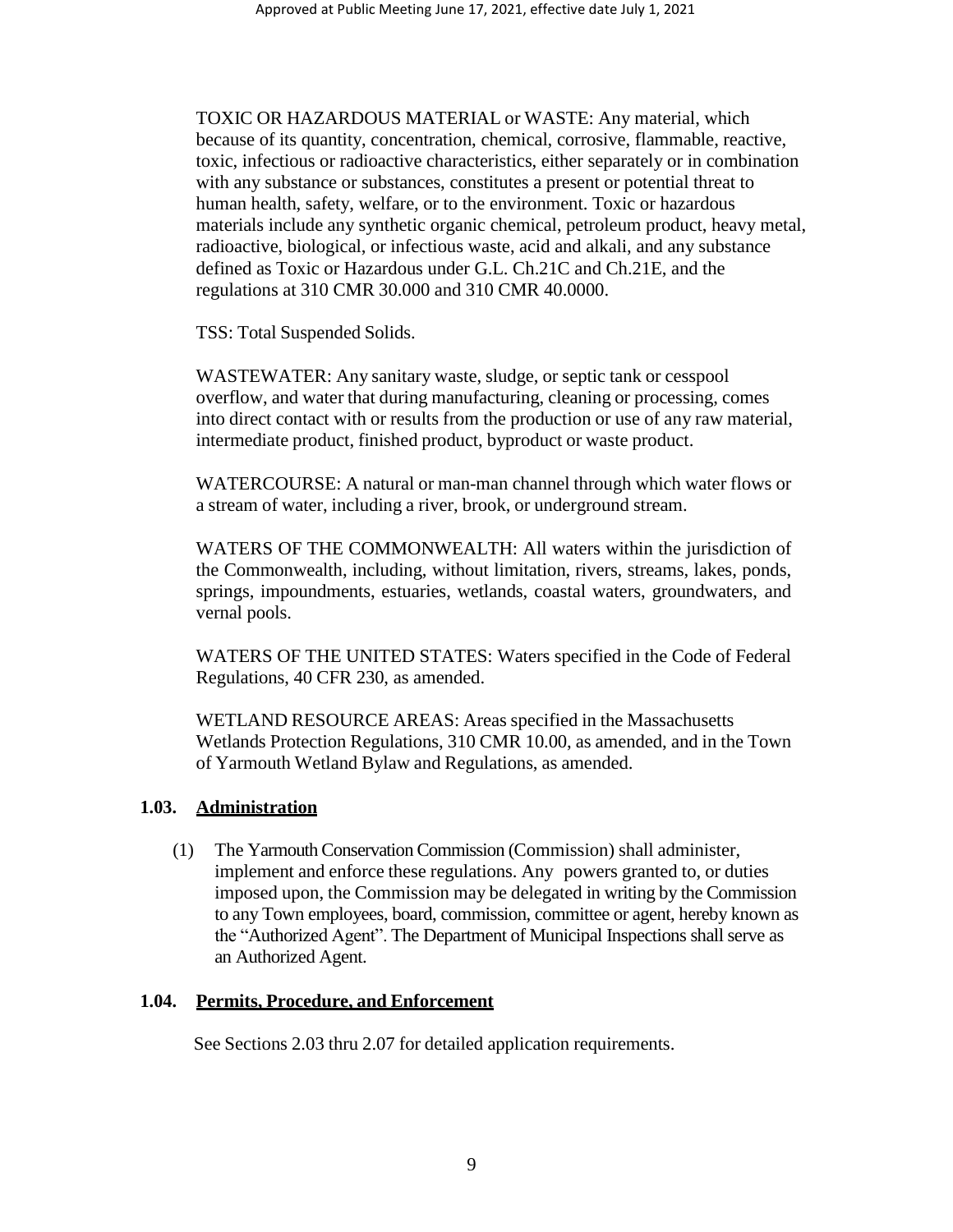TOXIC OR HAZARDOUS MATERIAL or WASTE: Any material, which because of its quantity, concentration, chemical, corrosive, flammable, reactive, toxic, infectious or radioactive characteristics, either separately or in combination with any substance or substances, constitutes a present or potential threat to human health, safety, welfare, or to the environment. Toxic or hazardous materials include any synthetic organic chemical, petroleum product, heavy metal, radioactive, biological, or infectious waste, acid and alkali, and any substance defined as Toxic or Hazardous under G.L. Ch.21C and Ch.21E, and the regulations at 310 CMR 30.000 and 310 CMR 40.0000.

TSS: Total Suspended Solids.

WASTEWATER: Any sanitary waste, sludge, or septic tank or cesspool overflow, and water that during manufacturing, cleaning or processing, comes into direct contact with or results from the production or use of any raw material, intermediate product, finished product, byproduct or waste product.

WATERCOURSE: A natural or man-man channel through which water flows or a stream of water, including a river, brook, or underground stream.

WATERS OF THE COMMONWEALTH: All waters within the jurisdiction of the Commonwealth, including, without limitation, rivers, streams, lakes, ponds, springs, impoundments, estuaries, wetlands, coastal waters, groundwaters, and vernal pools.

WATERS OF THE UNITED STATES: Waters specified in the Code of Federal Regulations, 40 CFR 230, as amended.

WETLAND RESOURCE AREAS: Areas specified in the Massachusetts Wetlands Protection Regulations, 310 CMR 10.00, as amended, and in the Town of Yarmouth Wetland Bylaw and Regulations, as amended.

### 1.03. Administration

(1) The Yarmouth Conservation Commission (Commission) shall administer, implement and enforce these regulations. Any powers granted to, or duties imposed upon, the Commission may be delegated in writing by the Commission to any Town employees, board, commission, committee or agent, hereby known as the "Authorized Agent". The Department of Municipal Inspections shall serve as an Authorized Agent.

### 1.04. Permits, Procedure, and Enforcement

See Sections 2.03 thru 2.07 for detailed application requirements.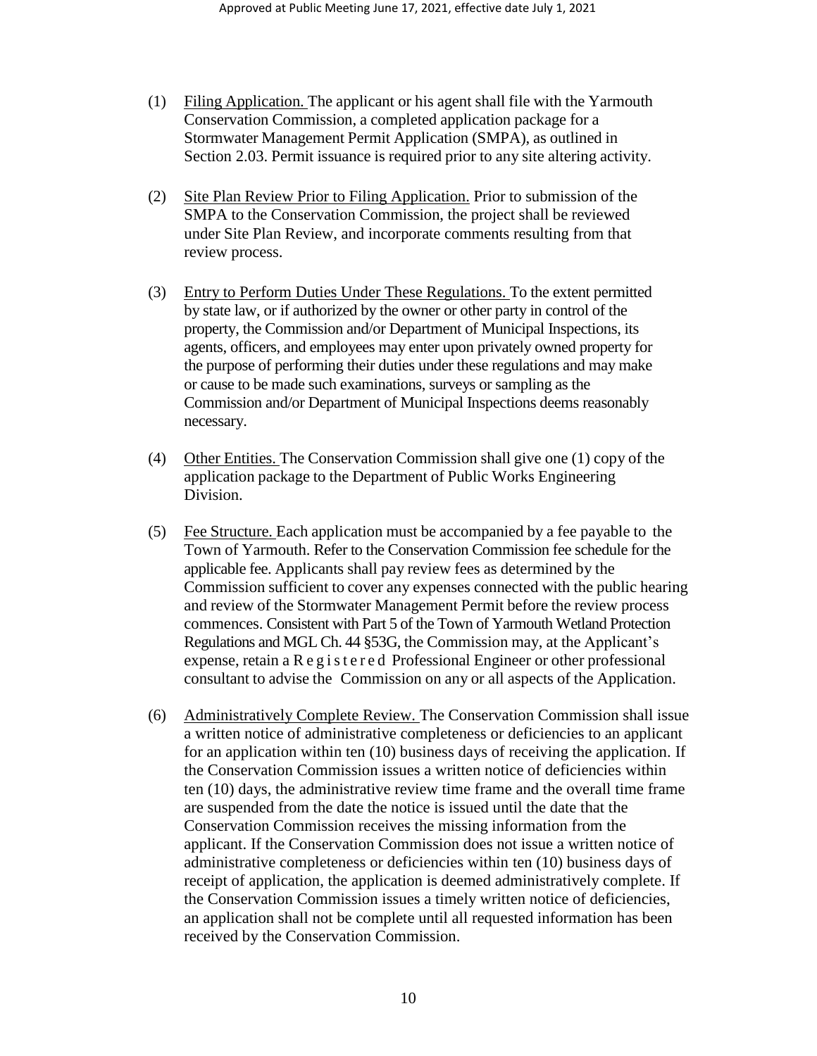(1) Filing Application. The applicant or his agent shall file with the Yarmouth Conservation Commission, a completed application package for a Stormwater Management Permit Application (SMPA), as outlined in Section 2.03. Permit issuance is required prior to any site altering activity.

(2) Site Plan Review Prior to Filing Application. Prior to submission of the SMPA to the Conservation Commission, the project shall be reviewed under Site Plan Review, and incorporate comments resulting from that review process.

(3) Entry to Perform Duties Under These Regulations. To the extent permitted by state law, or if authorized by the owner or other party in control of the property, the Commission and/or Department of Municipal Inspections, its agents, officers, and employees may enter upon privately owned property for the purpose of performing their duties under these regulations and may make or cause to be made such examinations, surveys or sampling as the Commission and/or Department of Municipal Inspections deems reasonably necessary.

(4) Other Entities. The Conservation Commission shall give one (1) copy of the application package to the Department of Public Works Engineering Division.

(5) Fee Structure. Each application must be accompanied by a fee payable to the Town of Yarmouth. Refer to the Conservation Commission fee schedule for the applicable fee. Applicants shall pay review fees as determined by the Commission sufficient to cover any expenses connected with the public hearing and review of the Stormwater Management Permit before the review process commences. Consistent with Part 5 of the Town of Yarmouth Wetland Protection Regulations and MGL Ch. 44 §53G, the Commission may, at the Applicant's expense, retain a Registered Professional Engineer or other professional consultant to advise the Commission on any or all aspects of the Application.

(6) Administratively Complete Review. The Conservation Commission shall issue a written notice of administrative completeness or deficiencies to an applicant for an application within ten (10) business days of receiving the application. If the Conservation Commission issues a written notice of deficiencies within ten (10) days, the administrative review time frame and the overall time frame are suspended from the date the notice is issued until the date that the Conservation Commission receives the missing information from the applicant. If the Conservation Commission does not issue a written notice of administrative completeness or deficiencies within ten (10) business days of receipt of application, the application is deemed administratively complete. If the Conservation Commission issues a timely written notice of deficiencies, an application shall not be complete until all requested information has been received by the Conservation Commission.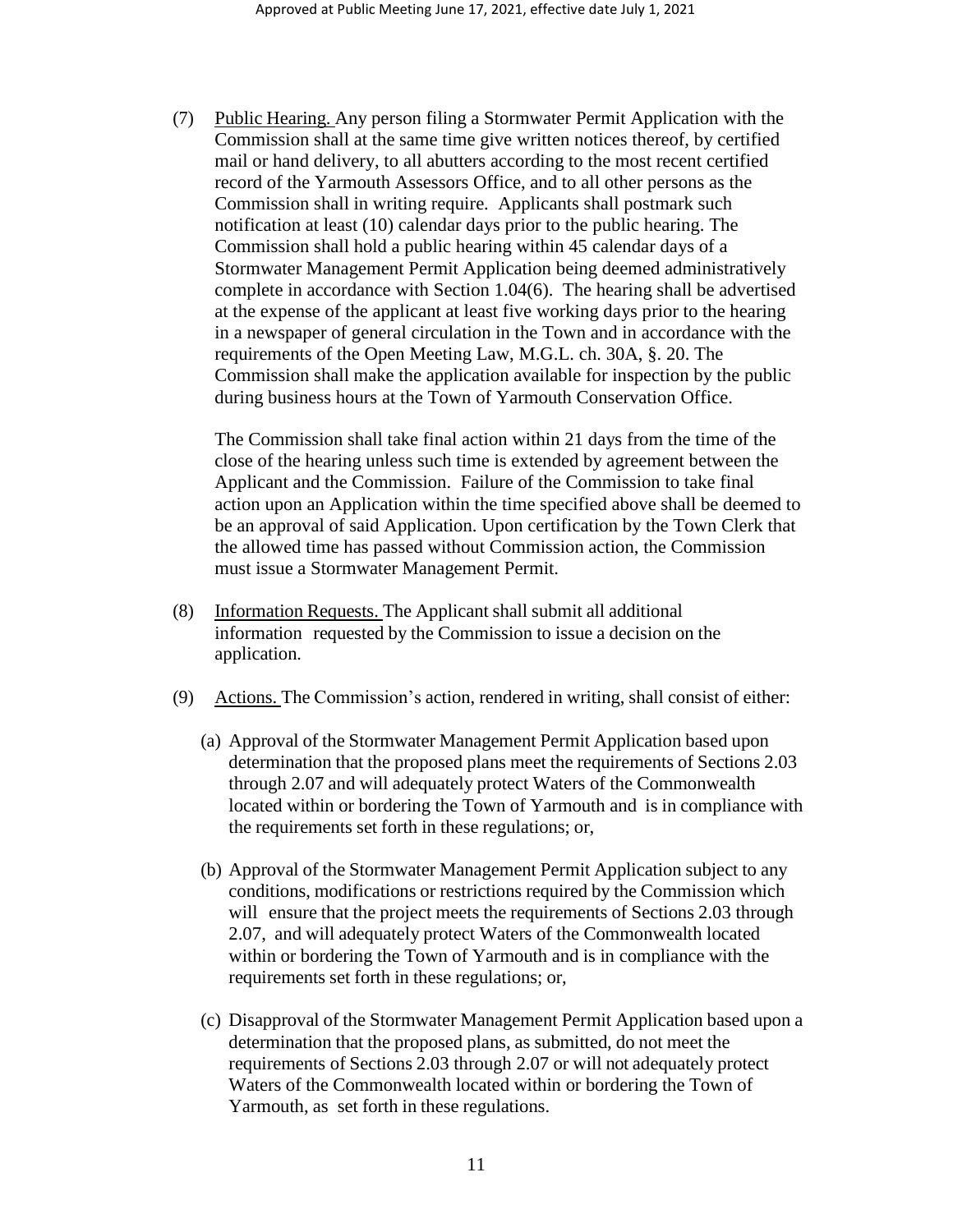(7) Public Hearing. Any person filing a Stormwater Permit Application with the Commission shall at the same time give written notices thereof, by certified mail or hand delivery, to all abutters according to the most recent certified record of the Yarmouth Assessors Office, and to all other persons as the Commission shall in writing require. Applicants shall postmark such notification at least (10) calendar days prior to the public hearing. The Commission shall hold a public hearing within 45 calendar days of a Stormwater Management Permit Application being deemed administratively complete in accordance with Section 1.04(6). The hearing shall be advertised at the expense of the applicant at least five working days prior to the hearing in a newspaper of general circulation in the Town and in accordance with the requirements of the Open Meeting Law, M.G.L. ch. 30A, §. 20. The Commission shall make the application available for inspection by the public during business hours at the Town of Yarmouth Conservation Office.

The Commission shall take final action within 21 days from the time of the close of the hearing unless such time is extended by agreement between the Applicant and the Commission. Failure of the Commission to take final action upon an Application within the time specified above shall be deemed to be an approval of said Application. Upon certification by the Town Clerk that the allowed time has passed without Commission action, the Commission must issue a Stormwater Management Permit.

(8) Information Requests. The Applicant shall submit all additional information requested by the Commission to issue a decision on the application.

(9) Actions. The Commission's action, rendered in writing, shall consist of either:

(a) Approval of the Stormwater Management Permit Application based upon determination that the proposed plans meet the requirements of Sections 2.03 through 2.07 and will adequately protect Waters of the Commonwealth located within or bordering the Town of Yarmouth and is in compliance with the requirements set forth in these regulations; or,

(b) Approval of the Stormwater Management Permit Application subject to any conditions, modifications or restrictions required by the Commission which will ensure that the project meets the requirements of Sections 2.03 through 2.07, and will adequately protect Waters of the Commonwealth located within or bordering the Town of Yarmouth and is in compliance with the requirements set forth in these regulations; or,

(c) Disapproval of the Stormwater Management Permit Application based upon a determination that the proposed plans, as submitted, do not meet the requirements of Sections 2.03 through 2.07 or will not adequately protect Waters of the Commonwealth located within or bordering the Town of Yarmouth, as set forth in these regulations.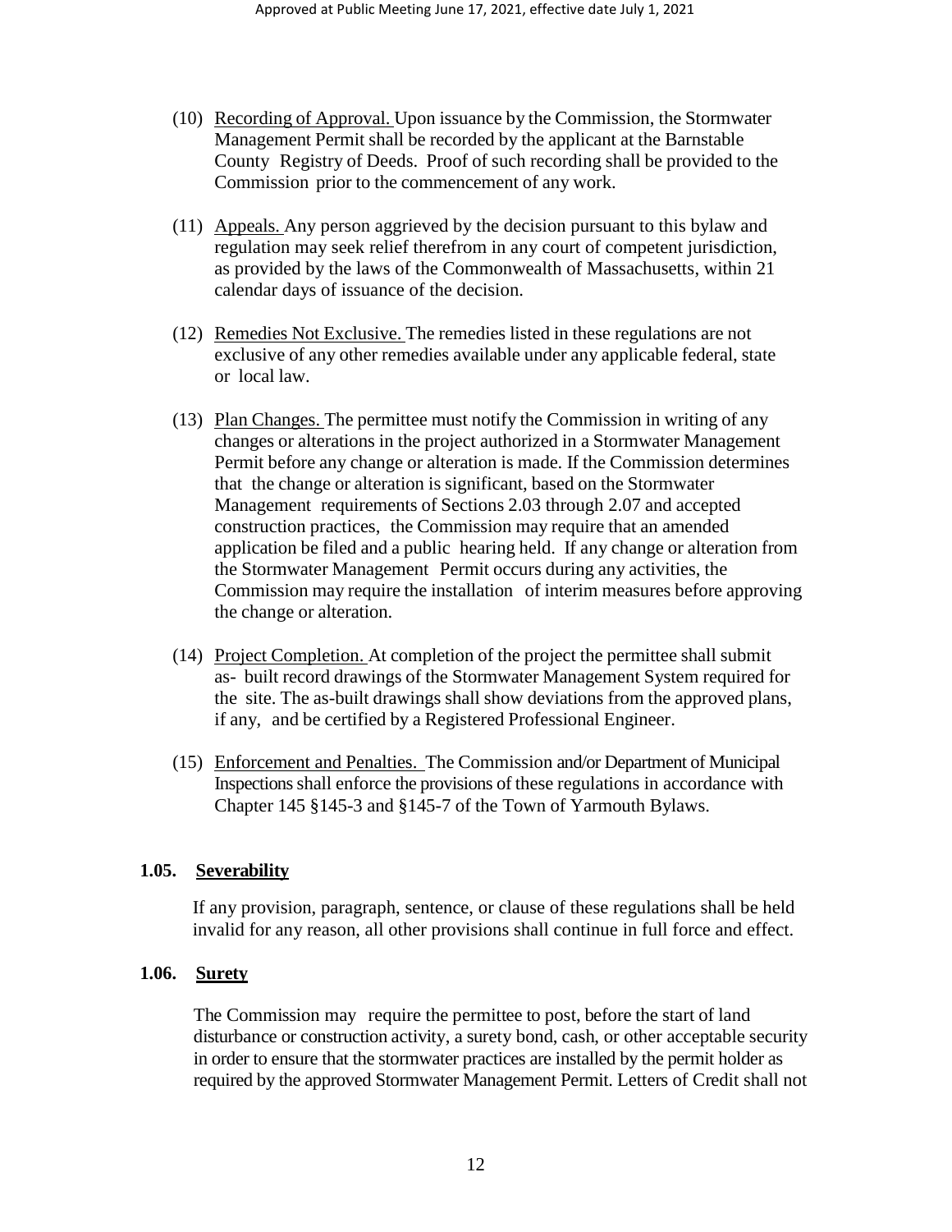(10) Recording of Approval. Upon issuance by the Commission, the Stormwater Management Permit shall be recorded by the applicant at the Barnstable County Registry of Deeds. Proof of such recording shall be provided to the Commission prior to the commencement of any work.

(11) Appeals. Any person aggrieved by the decision pursuant to this bylaw and regulation may seek relief therefrom in any court of competent jurisdiction, as provided by the laws of the Commonwealth of Massachusetts, within 21 calendar days of issuance of the decision.

(12) Remedies Not Exclusive. The remedies listed in these regulations are not exclusive of any other remedies available under any applicable federal, state or local law.

(13) Plan Changes. The permittee must notify the Commission in writing of any changes or alterations in the project authorized in a Stormwater Management Permit before any change or alteration is made. If the Commission determines that the change or alteration is significant, based on the Stormwater Management requirements of Sections 2.03 through 2.07 and accepted construction practices, the Commission may require that an amended application be filed and a public hearing held. If any change or alteration from the Stormwater Management Permit occurs during any activities, the Commission may require the installation of interim measures before approving the change or alteration.

(14) Project Completion. At completion of the project the permittee shall submit as- built record drawings of the Stormwater Management System required for the site. The as-built drawings shall show deviations from the approved plans, if any, and be certified by a Registered Professional Engineer.

(15) Enforcement and Penalties. The Commission and/or Department of Municipal Inspections shall enforce the provisions of these regulations in accordance with Chapter 145 §145-3 and §145-7 of the Town of Yarmouth Bylaws.

## 1.05. Severability

If any provision, paragraph, sentence, or clause of these regulations shall be held invalid for any reason, all other provisions shall continue in full force and effect.

## 1.06. Surety

The Commission may require the permittee to post, before the start of land disturbance or construction activity, a surety bond, cash, or other acceptable security in order to ensure that the stormwater practices are installed by the permit holder as required by the approved Stormwater Management Permit. Letters of Credit shall not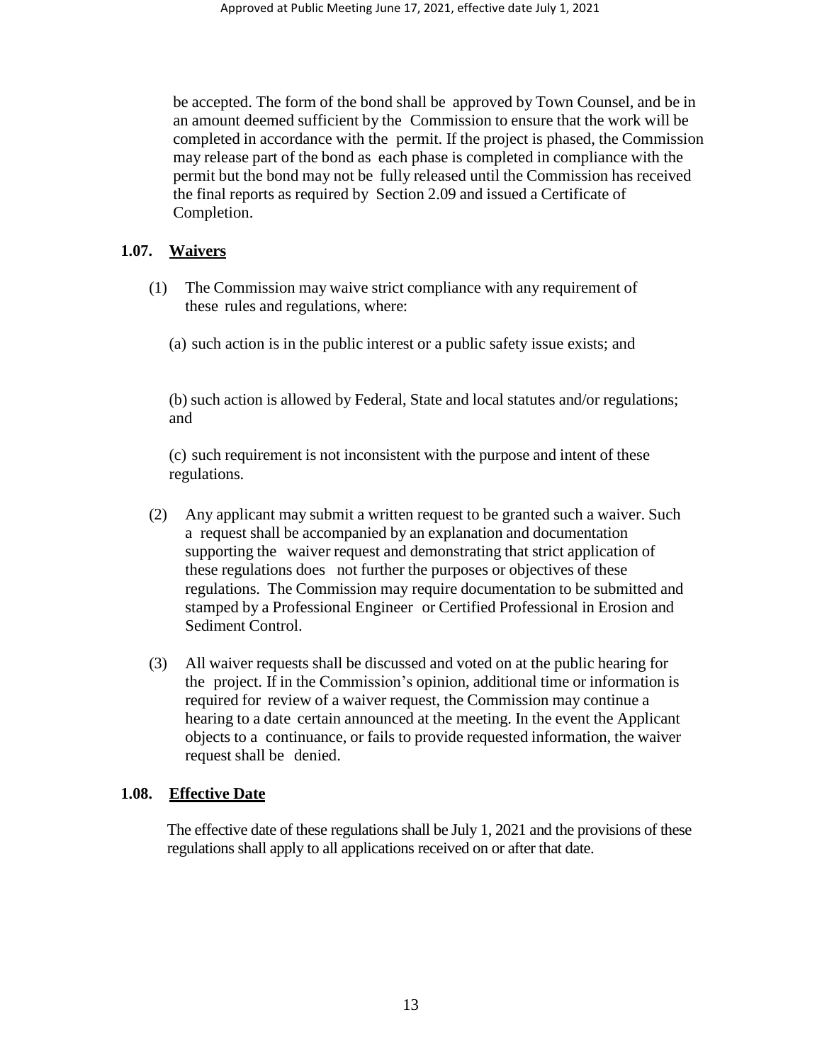be accepted. The form of the bond shall be approved by Town Counsel, and be in an amount deemed sufficient by the Commission to ensure that the work will be completed in accordance with the permit. If the project is phased, the Commission may release part of the bond as each phase is completed in compliance with the permit but the bond may not be fully released until the Commission has received the final reports as required by Section 2.09 and issued a Certificate of Completion.

## 1.07. <u>Waivers</u>

(1) The Commission may waive strict compliance with any requirement of these rules and regulations, where:

(a) such action is in the public interest or a public safety issue exists; and

(b) such action is allowed by Federal, State and local statutes and/or regulations; and

(c) such requirement is not inconsistent with the purpose and intent of these regulations.

(2) Any applicant may submit a written request to be granted such a waiver. Such a request shall be accompanied by an explanation and documentation supporting the waiver request and demonstrating that strict application of these regulations does not further the purposes or objectives of these regulations. The Commission may require documentation to be submitted and stamped by a Professional Engineer or Certified Professional in Erosion and Sediment Control.

(3) All waiver requests shall be discussed and voted on at the public hearing for the project. If in the Commission's opinion, additional time or information is required for review of a waiver request, the Commission may continue a hearing to a date certain announced at the meeting. In the event the Applicant objects to a continuance, or fails to provide requested information, the waiver request shall be denied.

## 1.08. <u>Effective Date</u>

The effective date of these regulations shall be July 1, 2021 and the provisions of these regulations shall apply to all applications received on or after that date.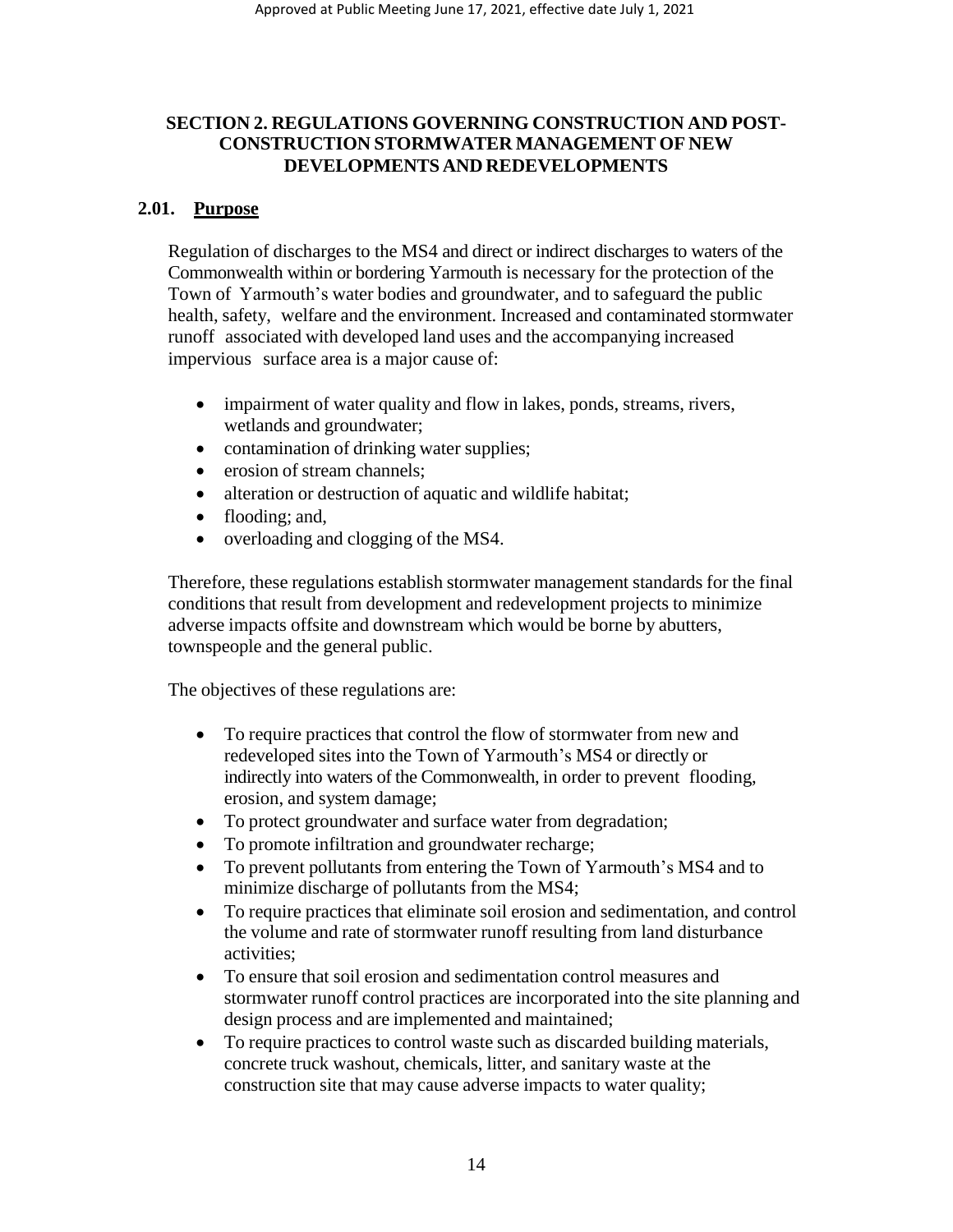## SECTION 2. REGULATIONS GOVERNING CONSTRUCTION AND POST-CONSTRUCTION STORMWATER MANAGEMENT OF NEW DEVELOPMENTS AND REDEVELOPMENTS

### 2.01. Purpose

Regulation of discharges to the MS4 and direct or indirect discharges to waters of the Commonwealth within or bordering Yarmouth is necessary for the protection of the Town of Yarmouth's water bodies and groundwater, and to safeguard the public health, safety, welfare and the environment. Increased and contaminated stormwater runoff associated with developed land uses and the accompanying increased impervious surface area is a major cause of:

- impairment of water quality and flow in lakes, ponds, streams, rivers, wetlands and groundwater;
- contamination of drinking water supplies;
- erosion of stream channels;
- alteration or destruction of aquatic and wildlife habitat;
- flooding; and,
- overloading and clogging of the MS4.

Therefore, these regulations establish stormwater management standards for the final conditions that result from development and redevelopment projects to minimize adverse impacts offsite and downstream which would be borne by abutters, townspeople and the general public.

The objectives of these regulations are:

- To require practices that control the flow of stormwater from new and redeveloped sites into the Town of Yarmouth's MS4 or directly or indirectly into waters of the Commonwealth, in order to prevent flooding, erosion, and system damage;
- To protect groundwater and surface water from degradation;
- To promote infiltration and groundwater recharge;
- To prevent pollutants from entering the Town of Yarmouth's MS4 and to minimize discharge of pollutants from the MS4;
- To require practices that eliminate soil erosion and sedimentation, and control the volume and rate of stormwater runoff resulting from land disturbance activities;
- To ensure that soil erosion and sedimentation control measures and stormwater runoff control practices are incorporated into the site planning and design process and are implemented and maintained;
- To require practices to control waste such as discarded building materials, concrete truck washout, chemicals, litter, and sanitary waste at the construction site that may cause adverse impacts to water quality;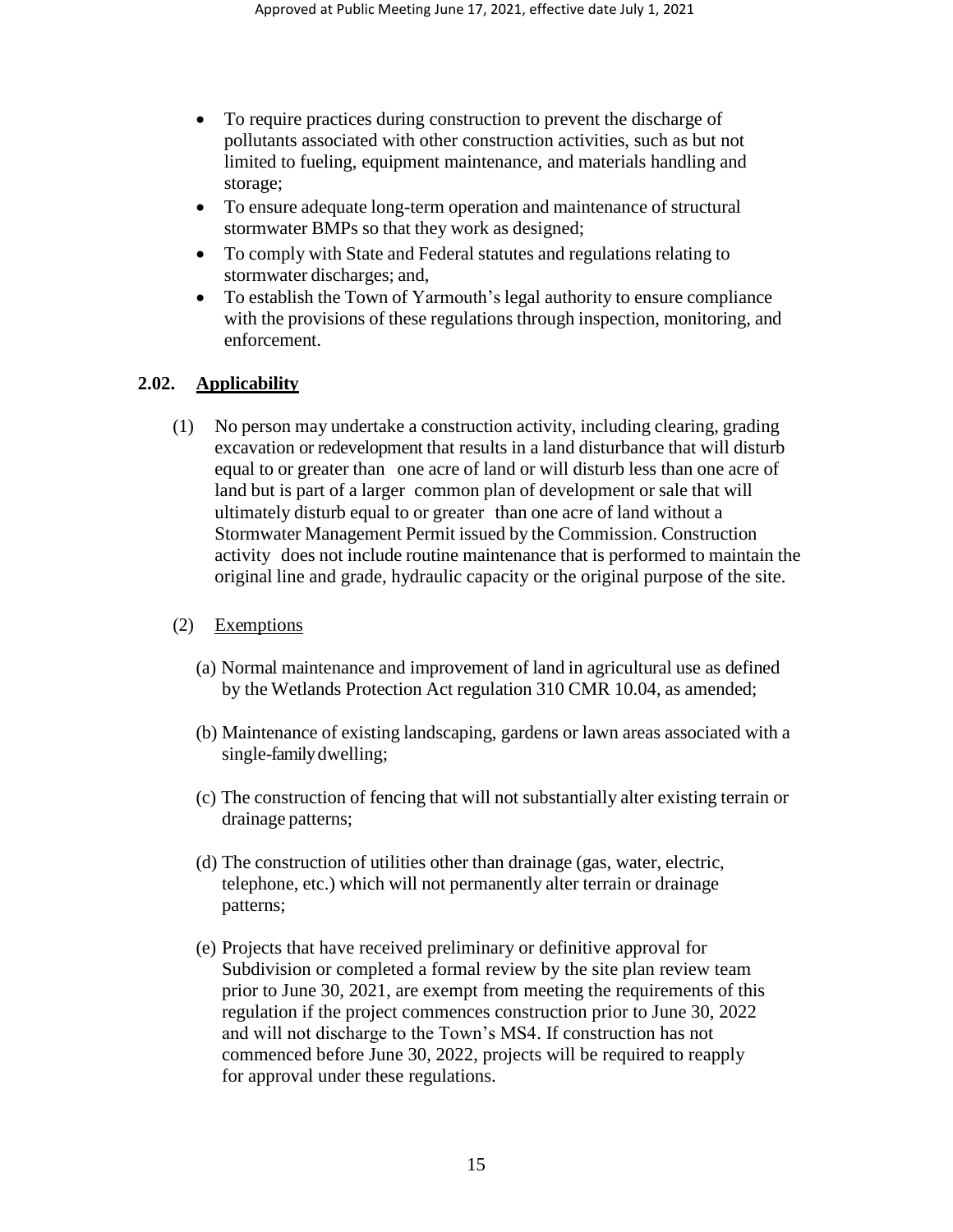- To require practices during construction to prevent the discharge of pollutants associated with other construction activities, such as but not limited to fueling, equipment maintenance, and materials handling and storage;
- To ensure adequate long-term operation and maintenance of structural stormwater BMPs so that they work as designed;
- To comply with State and Federal statutes and regulations relating to stormwater discharges; and,
- To establish the Town of Yarmouth's legal authority to ensure compliance with the provisions of these regulations through inspection, monitoring, and enforcement.

## 2.02. Applicability

(1) No person may undertake a construction activity, including clearing, grading excavation or redevelopment that results in a land disturbance that will disturb equal to or greater than one acre of land or will disturb less than one acre of land but is part of a larger common plan of development or sale that will ultimately disturb equal to or greater than one acre of land without a Stormwater Management Permit issued by the Commission. Construction activity does not include routine maintenance that is performed to maintain the original line and grade, hydraulic capacity or the original purpose of the site.

(2) Exemptions

(a) Normal maintenance and improvement of land in agricultural use as defined by the Wetlands Protection Act regulation 310 CMR 10.04, as amended;

(b) Maintenance of existing landscaping, gardens or lawn areas associated with a single-family dwelling;

(c) The construction of fencing that will not substantially alter existing terrain or drainage patterns;

(d) The construction of utilities other than drainage (gas, water, electric, telephone, etc.) which will not permanently alter terrain or drainage patterns;

(e) Projects that have received preliminary or definitive approval for Subdivision or completed a formal review by the site plan review team prior to June 30, 2021, are exempt from meeting the requirements of this regulation if the project commences construction prior to June 30, 2022 and will not discharge to the Town's MS4. If construction has not commenced before June 30, 2022, projects will be required to reapply for approval under these regulations.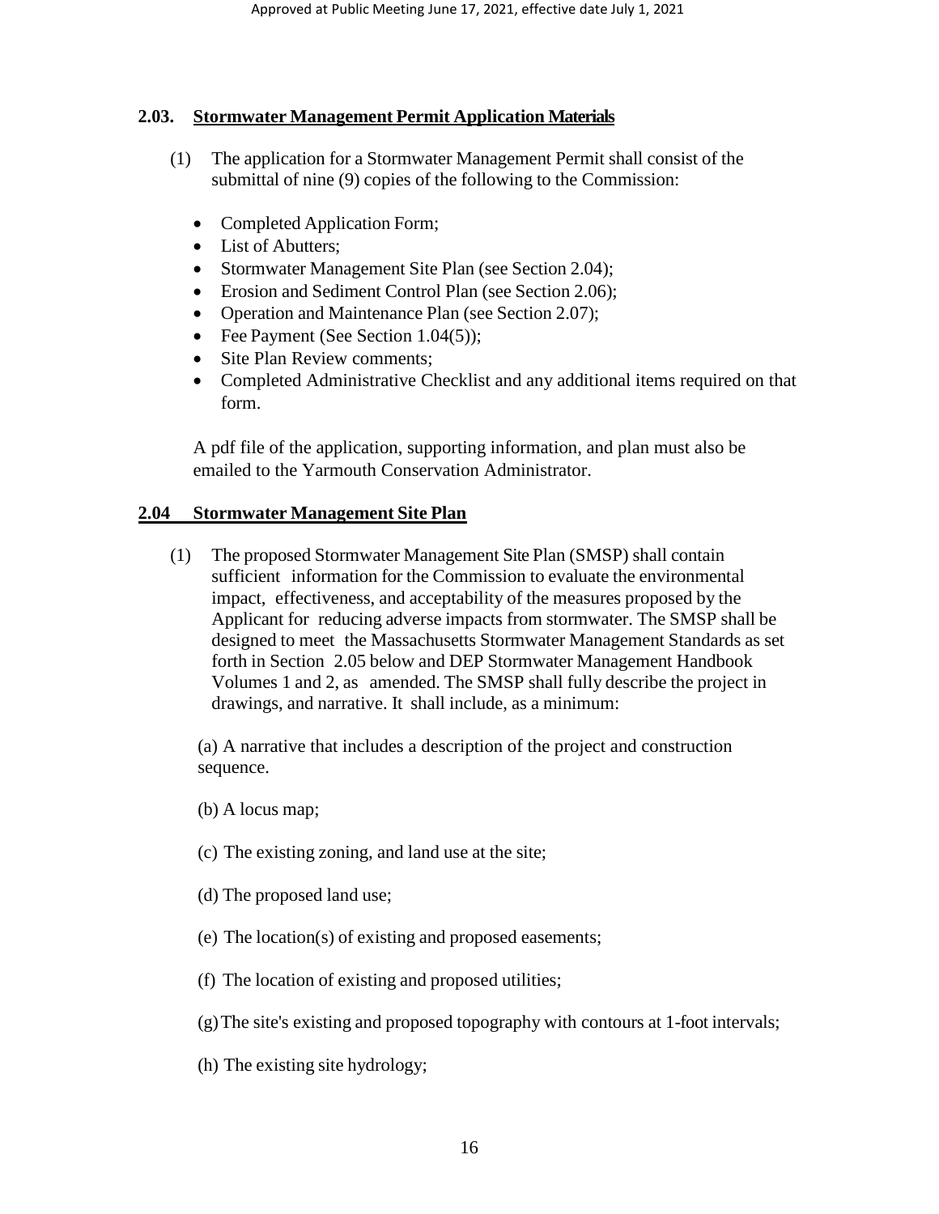## 2.03. Stormwater Management Permit Application Materials

(1) The application for a Stormwater Management Permit shall consist of the submittal of nine (9) copies of the following to the Commission:

- Completed Application Form;
- List of Abutters;
- Stormwater Management Site Plan (see Section 2.04);
- Erosion and Sediment Control Plan (see Section 2.06);
- Operation and Maintenance Plan (see Section 2.07);
- Fee Payment (See Section 1.04(5));
- Site Plan Review comments;
- Completed Administrative Checklist and any additional items required on that form.

A pdf file of the application, supporting information, and plan must also be emailed to the Yarmouth Conservation Administrator.

## 2.04 Stormwater Management Site Plan

(1) The proposed Stormwater Management Site Plan (SMSP) shall contain sufficient information for the Commission to evaluate the environmental impact, effectiveness, and acceptability of the measures proposed by the Applicant for reducing adverse impacts from stormwater. The SMSP shall be designed to meet the Massachusetts Stormwater Management Standards as set forth in Section 2.05 below and DEP Stormwater Management Handbook Volumes 1 and 2, as amended. The SMSP shall fully describe the project in drawings, and narrative. It shall include, as a minimum:

(a) A narrative that includes a description of the project and construction sequence.

(b) A locus map;

(c) The existing zoning, and land use at the site;

(d) The proposed land use;

(e) The location(s) of existing and proposed easements;

(f) The location of existing and proposed utilities;

(g) The site's existing and proposed topography with contours at 1-foot intervals;

(h) The existing site hydrology;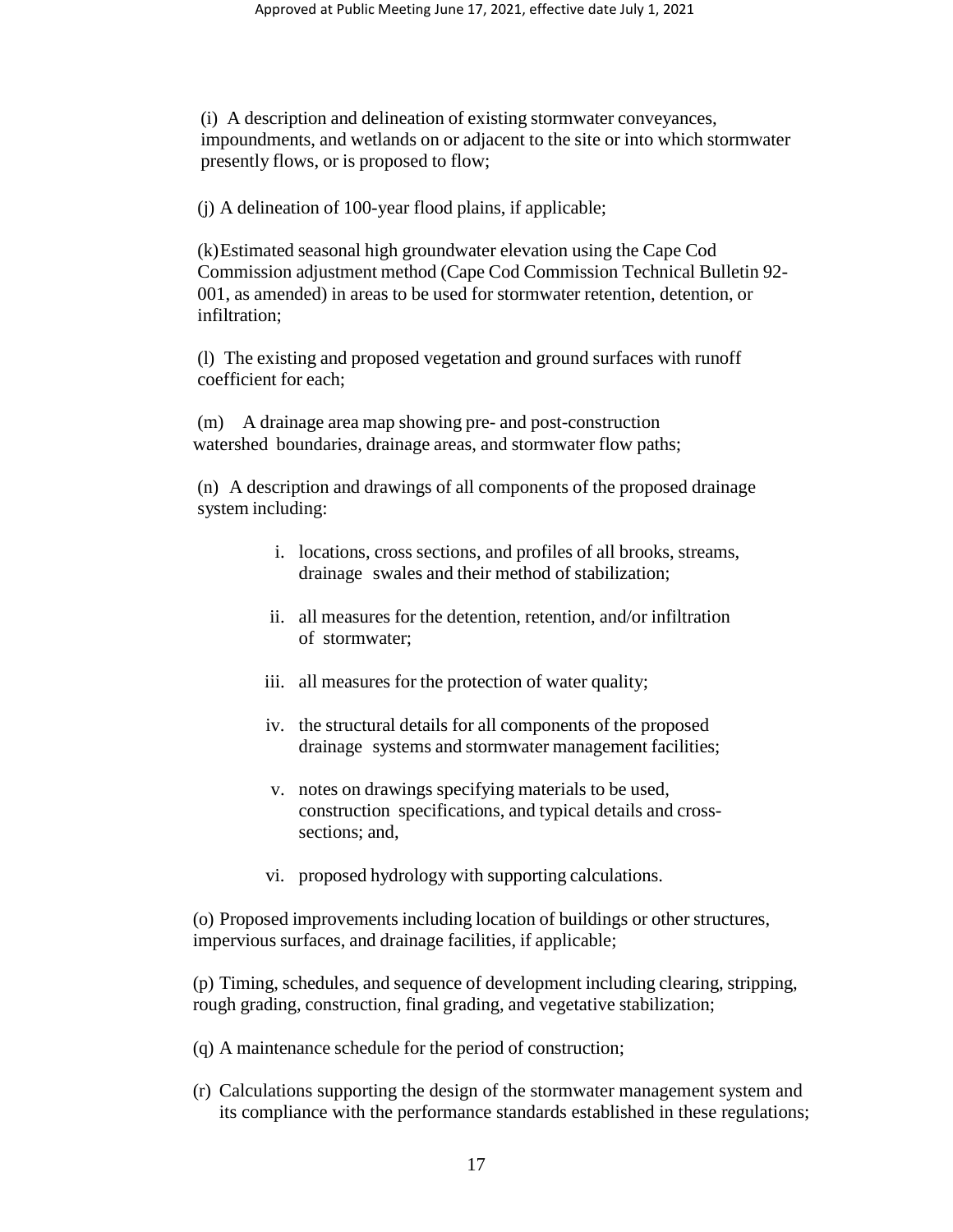(i) A description and delineation of existing stormwater conveyances, impoundments, and wetlands on or adjacent to the site or into which stormwater presently flows, or is proposed to flow;

(j) A delineation of 100-year flood plains, if applicable;

(k) Estimated seasonal high groundwater elevation using the Cape Cod Commission adjustment method (Cape Cod Commission Technical Bulletin 92-001, as amended) in areas to be used for stormwater retention, detention, or infiltration;

(l) The existing and proposed vegetation and ground surfaces with runoff coefficient for each;

(m) A drainage area map showing pre- and post-construction watershed boundaries, drainage areas, and stormwater flow paths;

(n) A description and drawings of all components of the proposed drainage system including:

- i. locations, cross sections, and profiles of all brooks, streams, drainage swales and their method of stabilization;
- ii. all measures for the detention, retention, and/or infiltration of stormwater;
- iii. all measures for the protection of water quality;
- iv. the structural details for all components of the proposed drainage systems and stormwater management facilities;
- v. notes on drawings specifying materials to be used, construction specifications, and typical details and cross-sections; and,
- vi. proposed hydrology with supporting calculations.

(o) Proposed improvements including location of buildings or other structures, impervious surfaces, and drainage facilities, if applicable;

(p) Timing, schedules, and sequence of development including clearing, stripping, rough grading, construction, final grading, and vegetative stabilization;

(q) A maintenance schedule for the period of construction;

(r) Calculations supporting the design of the stormwater management system and its compliance with the performance standards established in these regulations;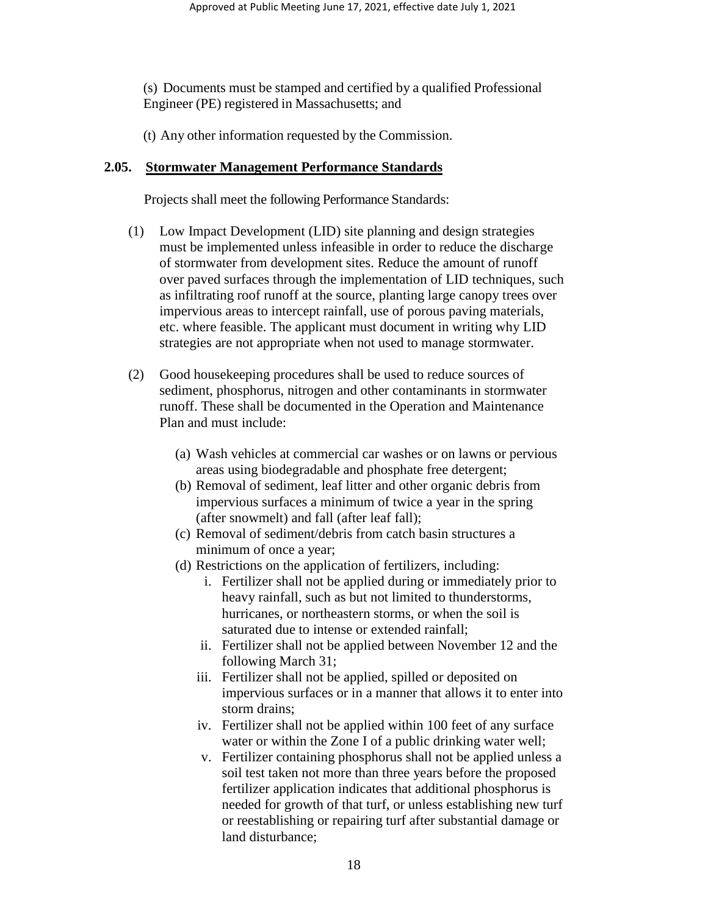(s) Documents must be stamped and certified by a qualified Professional Engineer (PE) registered in Massachusetts; and

(t) Any other information requested by the Commission.

## 2.05. Stormwater Management Performance Standards

Projects shall meet the following Performance Standards:

(1) Low Impact Development (LID) site planning and design strategies must be implemented unless infeasible in order to reduce the discharge of stormwater from development sites. Reduce the amount of runoff over paved surfaces through the implementation of LID techniques, such as infiltrating roof runoff at the source, planting large canopy trees over impervious areas to intercept rainfall, use of porous paving materials, etc. where feasible. The applicant must document in writing why LID strategies are not appropriate when not used to manage stormwater.

(2) Good housekeeping procedures shall be used to reduce sources of sediment, phosphorus, nitrogen and other contaminants in stormwater runoff. These shall be documented in the Operation and Maintenance Plan and must include:

- (a) Wash vehicles at commercial car washes or on lawns or pervious areas using biodegradable and phosphate free detergent;
- (b) Removal of sediment, leaf litter and other organic debris from impervious surfaces a minimum of twice a year in the spring (after snowmelt) and fall (after leaf fall);
- (c) Removal of sediment/debris from catch basin structures a minimum of once a year;
- (d) Restrictions on the application of fertilizers, including:
  - i. Fertilizer shall not be applied during or immediately prior to heavy rainfall, such as but not limited to thunderstorms, hurricanes, or northeastern storms, or when the soil is saturated due to intense or extended rainfall;
  - ii. Fertilizer shall not be applied between November 12 and the following March 31;
  - iii. Fertilizer shall not be applied, spilled or deposited on impervious surfaces or in a manner that allows it to enter into storm drains;
  - iv. Fertilizer shall not be applied within 100 feet of any surface water or within the Zone I of a public drinking water well;
  - v. Fertilizer containing phosphorus shall not be applied unless a soil test taken not more than three years before the proposed fertilizer application indicates that additional phosphorus is needed for growth of that turf, or unless establishing new turf or reestablishing or repairing turf after substantial damage or land disturbance;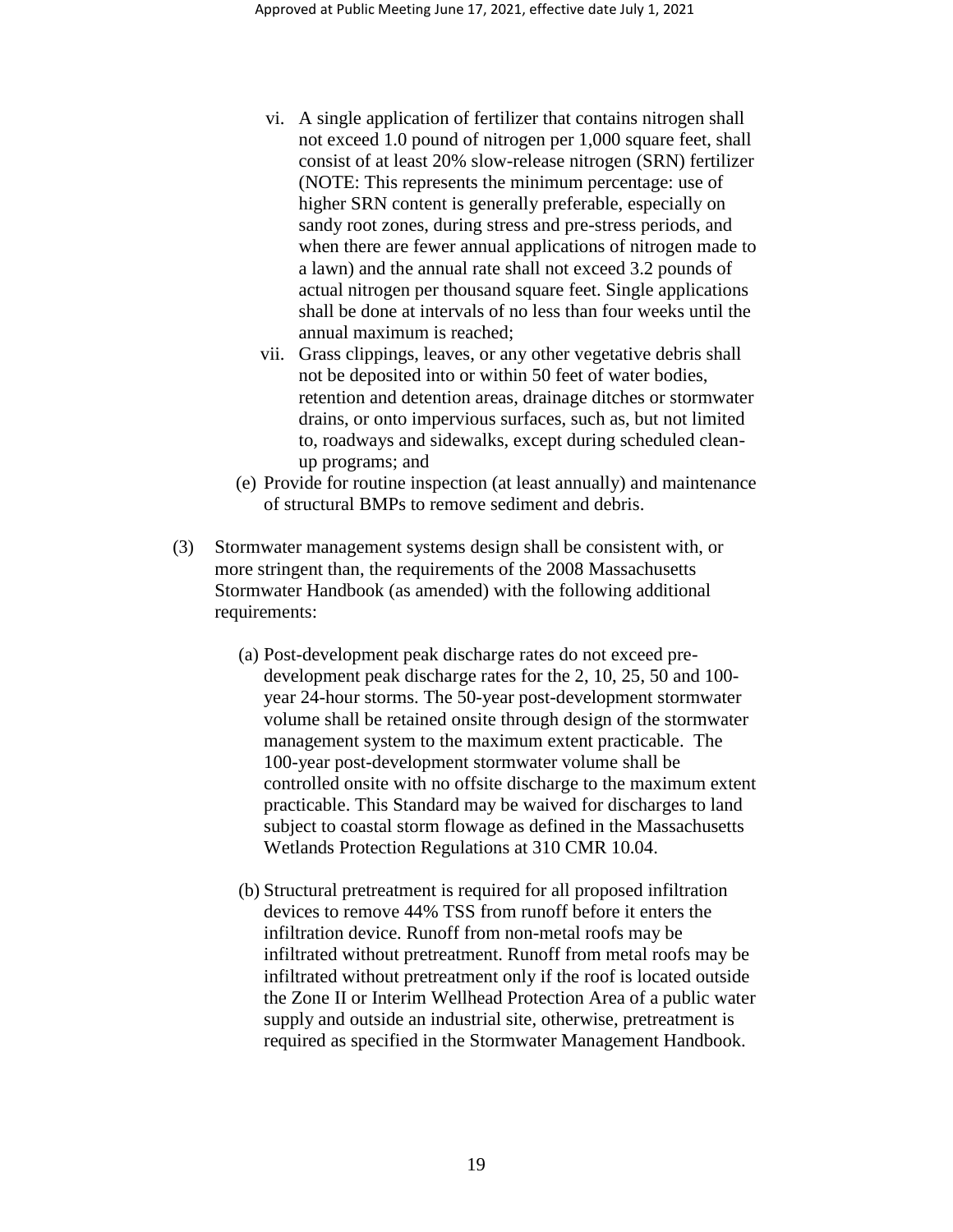vi. A single application of fertilizer that contains nitrogen shall not exceed 1.0 pound of nitrogen per 1,000 square feet, shall consist of at least 20% slow-release nitrogen (SRN) fertilizer (NOTE: This represents the minimum percentage: use of higher SRN content is generally preferable, especially on sandy root zones, during stress and pre-stress periods, and when there are fewer annual applications of nitrogen made to a lawn) and the annual rate shall not exceed 3.2 pounds of actual nitrogen per thousand square feet. Single applications shall be done at intervals of no less than four weeks until the annual maximum is reached;

vii. Grass clippings, leaves, or any other vegetative debris shall not be deposited into or within 50 feet of water bodies, retention and detention areas, drainage ditches or stormwater drains, or onto impervious surfaces, such as, but not limited to, roadways and sidewalks, except during scheduled clean-up programs; and

(e) Provide for routine inspection (at least annually) and maintenance of structural BMPs to remove sediment and debris.

(3) Stormwater management systems design shall be consistent with, or more stringent than, the requirements of the 2008 Massachusetts Stormwater Handbook (as amended) with the following additional requirements:

(a) Post-development peak discharge rates do not exceed pre-development peak discharge rates for the 2, 10, 25, 50 and 100-year 24-hour storms. The 50-year post-development stormwater volume shall be retained onsite through design of the stormwater management system to the maximum extent practicable. The 100-year post-development stormwater volume shall be controlled onsite with no offsite discharge to the maximum extent practicable. This Standard may be waived for discharges to land subject to coastal storm flowage as defined in the Massachusetts Wetlands Protection Regulations at 310 CMR 10.04.

(b) Structural pretreatment is required for all proposed infiltration devices to remove 44% TSS from runoff before it enters the infiltration device. Runoff from non-metal roofs may be infiltrated without pretreatment. Runoff from metal roofs may be infiltrated without pretreatment only if the roof is located outside the Zone II or Interim Wellhead Protection Area of a public water supply and outside an industrial site, otherwise, pretreatment is required as specified in the Stormwater Management Handbook.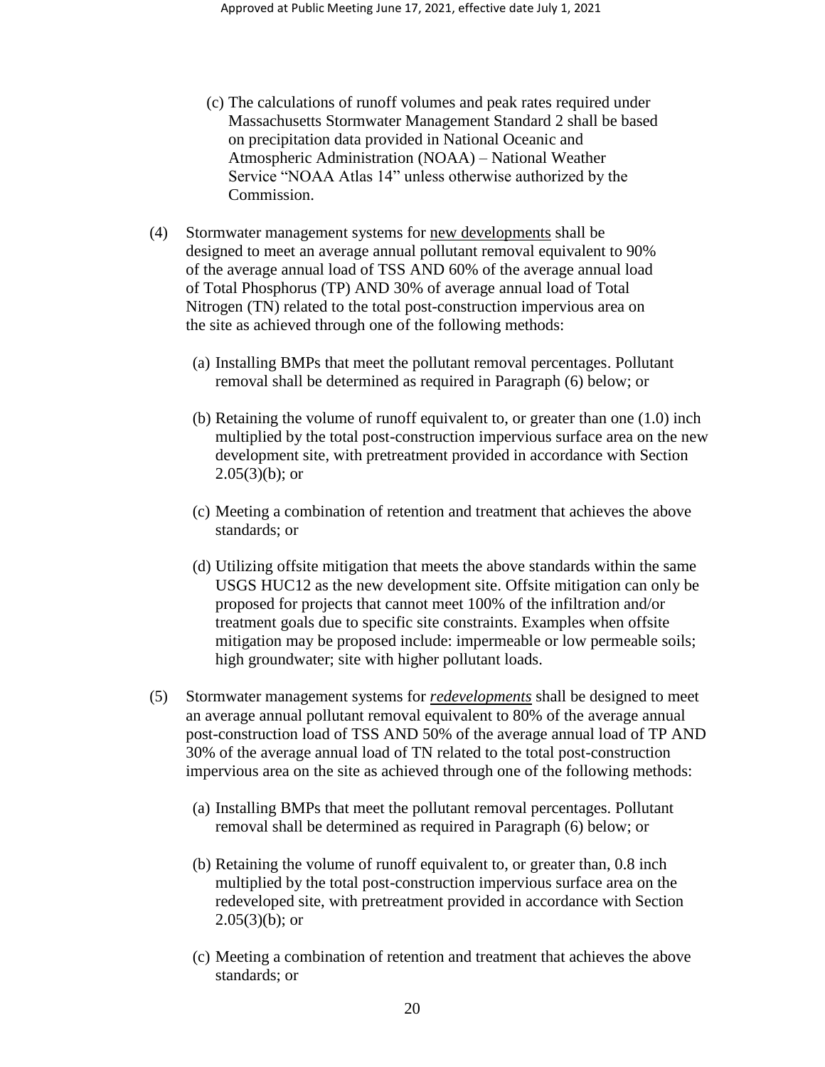(c) The calculations of runoff volumes and peak rates required under Massachusetts Stormwater Management Standard 2 shall be based on precipitation data provided in National Oceanic and Atmospheric Administration (NOAA) – National Weather Service "NOAA Atlas 14" unless otherwise authorized by the Commission.

(4) Stormwater management systems for <u>new developments</u> shall be designed to meet an average annual pollutant removal equivalent to 90% of the average annual load of TSS AND 60% of the average annual load of Total Phosphorus (TP) AND 30% of average annual load of Total Nitrogen (TN) related to the total post-construction impervious area on the site as achieved through one of the following methods:

(a) Installing BMPs that meet the pollutant removal percentages. Pollutant removal shall be determined as required in Paragraph (6) below; or

(b) Retaining the volume of runoff equivalent to, or greater than one (1.0) inch multiplied by the total post-construction impervious surface area on the new development site, with pretreatment provided in accordance with Section 2.05(3)(b); or

(c) Meeting a combination of retention and treatment that achieves the above standards; or

(d) Utilizing offsite mitigation that meets the above standards within the same USGS HUC12 as the new development site. Offsite mitigation can only be proposed for projects that cannot meet 100% of the infiltration and/or treatment goals due to specific site constraints. Examples when offsite mitigation may be proposed include: impermeable or low permeable soils; high groundwater; site with higher pollutant loads.

(5) Stormwater management systems for ***<u>redevelopments</u>*** shall be designed to meet an average annual pollutant removal equivalent to 80% of the average annual post-construction load of TSS AND 50% of the average annual load of TP AND 30% of the average annual load of TN related to the total post-construction impervious area on the site as achieved through one of the following methods:

(a) Installing BMPs that meet the pollutant removal percentages. Pollutant removal shall be determined as required in Paragraph (6) below; or

(b) Retaining the volume of runoff equivalent to, or greater than, 0.8 inch multiplied by the total post-construction impervious surface area on the redeveloped site, with pretreatment provided in accordance with Section 2.05(3)(b); or

(c) Meeting a combination of retention and treatment that achieves the above standards; or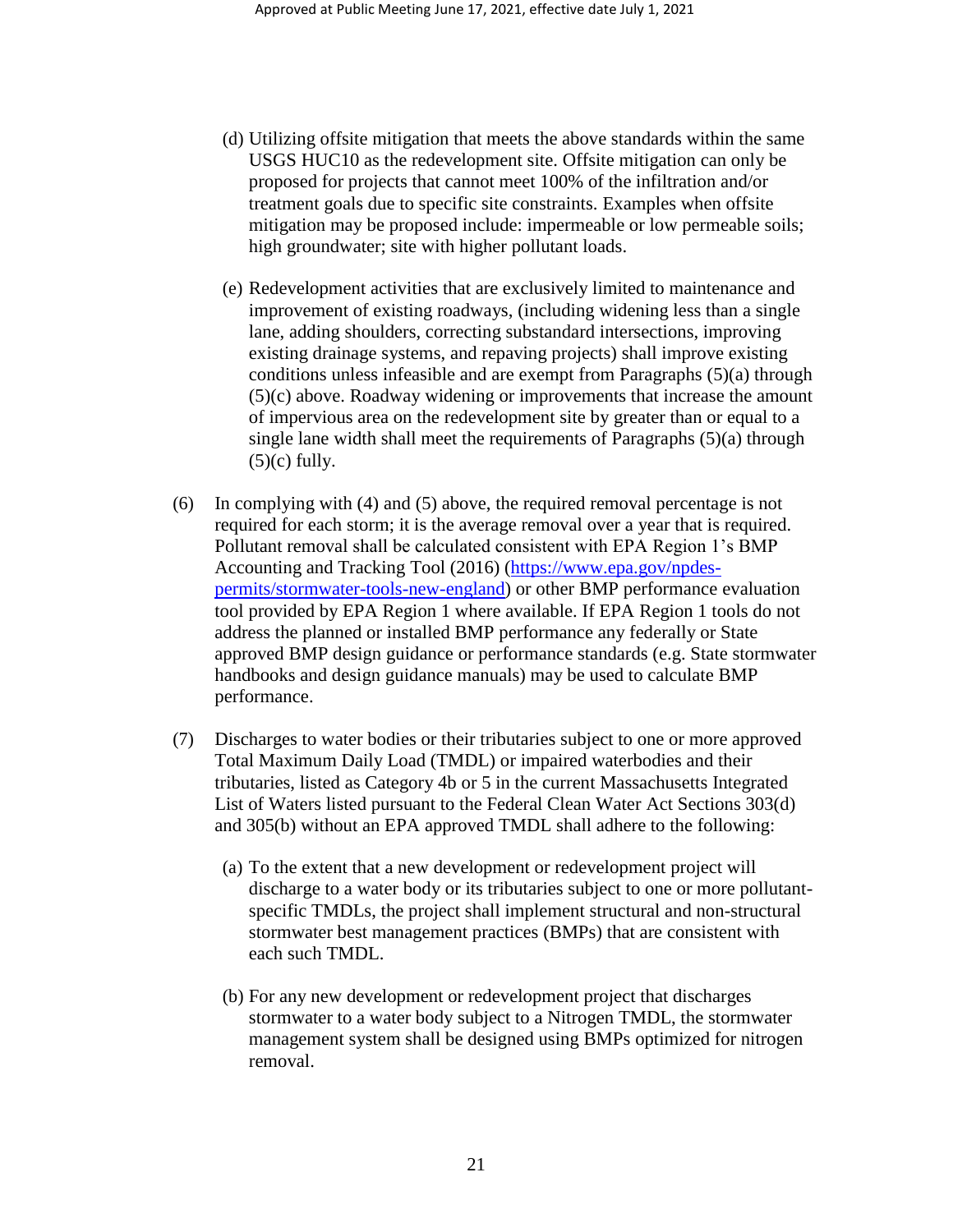(d) Utilizing offsite mitigation that meets the above standards within the same USGS HUC10 as the redevelopment site. Offsite mitigation can only be proposed for projects that cannot meet 100% of the infiltration and/or treatment goals due to specific site constraints. Examples when offsite mitigation may be proposed include: impermeable or low permeable soils; high groundwater; site with higher pollutant loads.

(e) Redevelopment activities that are exclusively limited to maintenance and improvement of existing roadways, (including widening less than a single lane, adding shoulders, correcting substandard intersections, improving existing drainage systems, and repaving projects) shall improve existing conditions unless infeasible and are exempt from Paragraphs (5)(a) through (5)(c) above. Roadway widening or improvements that increase the amount of impervious area on the redevelopment site by greater than or equal to a single lane width shall meet the requirements of Paragraphs (5)(a) through (5)(c) fully.

(6) In complying with (4) and (5) above, the required removal percentage is not required for each storm; it is the average removal over a year that is required. Pollutant removal shall be calculated consistent with EPA Region 1's BMP Accounting and Tracking Tool (2016) ([https://www.epa.gov/npdes-permits/stormwater-tools-new-england](https://www.epa.gov/npdes-permits/stormwater-tools-new-england)) or other BMP performance evaluation tool provided by EPA Region 1 where available. If EPA Region 1 tools do not address the planned or installed BMP performance any federally or State approved BMP design guidance or performance standards (e.g. State stormwater handbooks and design guidance manuals) may be used to calculate BMP performance.

(7) Discharges to water bodies or their tributaries subject to one or more approved Total Maximum Daily Load (TMDL) or impaired waterbodies and their tributaries, listed as Category 4b or 5 in the current Massachusetts Integrated List of Waters listed pursuant to the Federal Clean Water Act Sections 303(d) and 305(b) without an EPA approved TMDL shall adhere to the following:

(a) To the extent that a new development or redevelopment project will discharge to a water body or its tributaries subject to one or more pollutant-specific TMDLs, the project shall implement structural and non-structural stormwater best management practices (BMPs) that are consistent with each such TMDL.

(b) For any new development or redevelopment project that discharges stormwater to a water body subject to a Nitrogen TMDL, the stormwater management system shall be designed using BMPs optimized for nitrogen removal.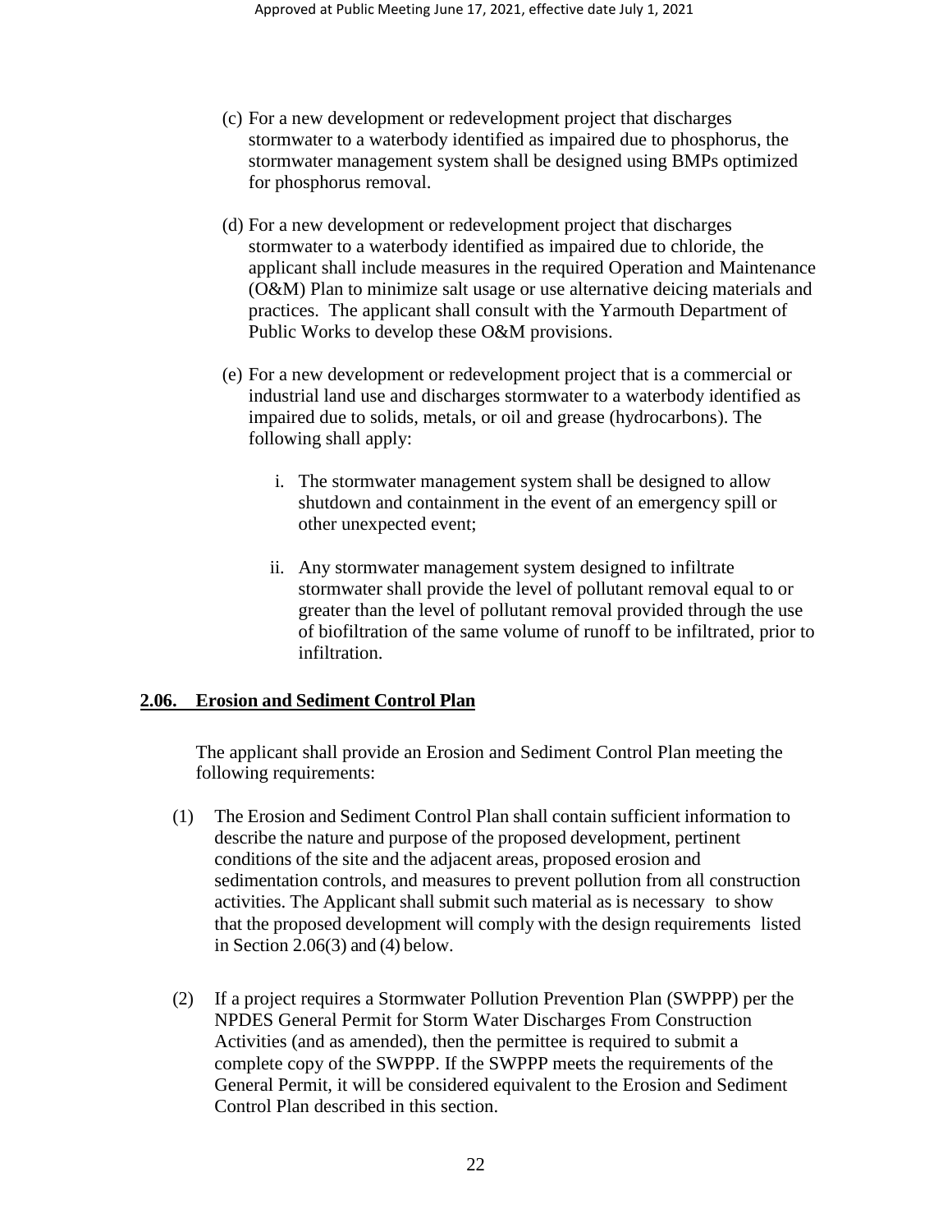(c) For a new development or redevelopment project that discharges stormwater to a waterbody identified as impaired due to phosphorus, the stormwater management system shall be designed using BMPs optimized for phosphorus removal.

(d) For a new development or redevelopment project that discharges stormwater to a waterbody identified as impaired due to chloride, the applicant shall include measures in the required Operation and Maintenance (O&M) Plan to minimize salt usage or use alternative deicing materials and practices. The applicant shall consult with the Yarmouth Department of Public Works to develop these O&M provisions.

(e) For a new development or redevelopment project that is a commercial or industrial land use and discharges stormwater to a waterbody identified as impaired due to solids, metals, or oil and grease (hydrocarbons). The following shall apply:

i. The stormwater management system shall be designed to allow shutdown and containment in the event of an emergency spill or other unexpected event;

ii. Any stormwater management system designed to infiltrate stormwater shall provide the level of pollutant removal equal to or greater than the level of pollutant removal provided through the use of biofiltration of the same volume of runoff to be infiltrated, prior to infiltration.

## 2.06. Erosion and Sediment Control Plan

The applicant shall provide an Erosion and Sediment Control Plan meeting the following requirements:

(1) The Erosion and Sediment Control Plan shall contain sufficient information to describe the nature and purpose of the proposed development, pertinent conditions of the site and the adjacent areas, proposed erosion and sedimentation controls, and measures to prevent pollution from all construction activities. The Applicant shall submit such material as is necessary to show that the proposed development will comply with the design requirements listed in Section 2.06(3) and (4) below.

(2) If a project requires a Stormwater Pollution Prevention Plan (SWPPP) per the NPDES General Permit for Storm Water Discharges From Construction Activities (and as amended), then the permittee is required to submit a complete copy of the SWPPP. If the SWPPP meets the requirements of the General Permit, it will be considered equivalent to the Erosion and Sediment Control Plan described in this section.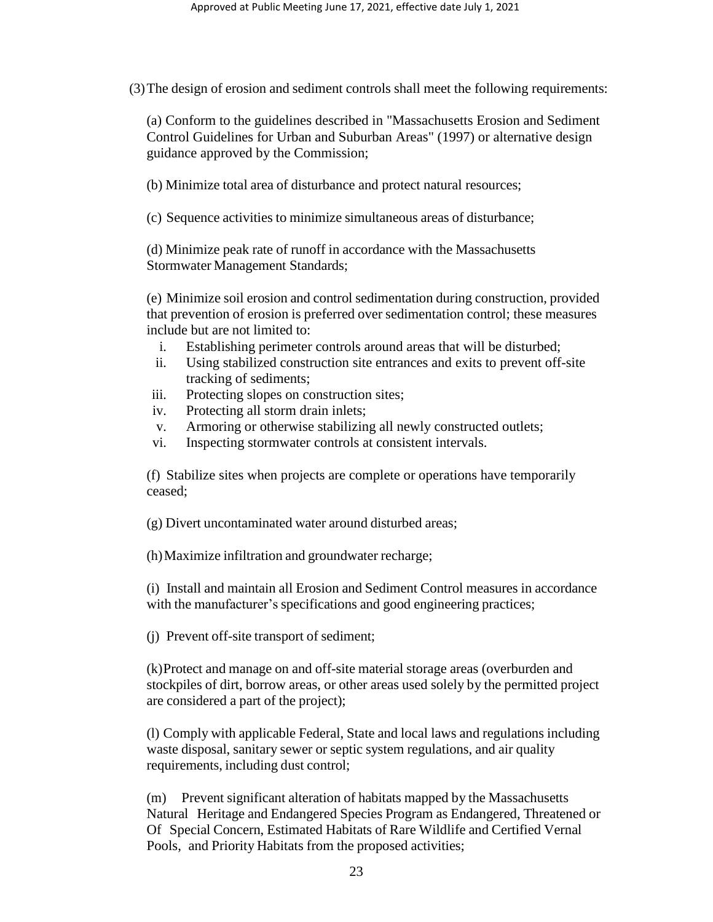(3) The design of erosion and sediment controls shall meet the following requirements:

(a) Conform to the guidelines described in "Massachusetts Erosion and Sediment Control Guidelines for Urban and Suburban Areas" (1997) or alternative design guidance approved by the Commission;

(b) Minimize total area of disturbance and protect natural resources;

(c) Sequence activities to minimize simultaneous areas of disturbance;

(d) Minimize peak rate of runoff in accordance with the Massachusetts Stormwater Management Standards;

(e) Minimize soil erosion and control sedimentation during construction, provided that prevention of erosion is preferred over sedimentation control; these measures include but are not limited to:

i. Establishing perimeter controls around areas that will be disturbed;
ii. Using stabilized construction site entrances and exits to prevent off-site tracking of sediments;
iii. Protecting slopes on construction sites;
iv. Protecting all storm drain inlets;
v. Armoring or otherwise stabilizing all newly constructed outlets;
vi. Inspecting stormwater controls at consistent intervals.

(f) Stabilize sites when projects are complete or operations have temporarily ceased;

(g) Divert uncontaminated water around disturbed areas;

(h) Maximize infiltration and groundwater recharge;

(i) Install and maintain all Erosion and Sediment Control measures in accordance with the manufacturer's specifications and good engineering practices;

(j) Prevent off-site transport of sediment;

(k) Protect and manage on and off-site material storage areas (overburden and stockpiles of dirt, borrow areas, or other areas used solely by the permitted project are considered a part of the project);

(l) Comply with applicable Federal, State and local laws and regulations including waste disposal, sanitary sewer or septic system regulations, and air quality requirements, including dust control;

(m) Prevent significant alteration of habitats mapped by the Massachusetts Natural Heritage and Endangered Species Program as Endangered, Threatened or Of Special Concern, Estimated Habitats of Rare Wildlife and Certified Vernal Pools, and Priority Habitats from the proposed activities;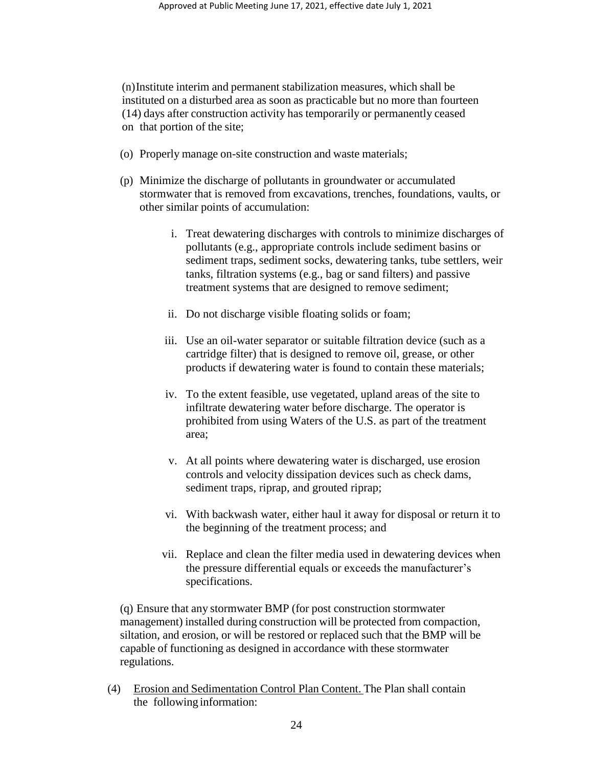(n) Institute interim and permanent stabilization measures, which shall be instituted on a disturbed area as soon as practicable but no more than fourteen (14) days after construction activity has temporarily or permanently ceased on that portion of the site;

(o) Properly manage on-site construction and waste materials;

(p) Minimize the discharge of pollutants in groundwater or accumulated stormwater that is removed from excavations, trenches, foundations, vaults, or other similar points of accumulation:

i. Treat dewatering discharges with controls to minimize discharges of pollutants (e.g., appropriate controls include sediment basins or sediment traps, sediment socks, dewatering tanks, tube settlers, weir tanks, filtration systems (e.g., bag or sand filters) and passive treatment systems that are designed to remove sediment;

ii. Do not discharge visible floating solids or foam;

iii. Use an oil-water separator or suitable filtration device (such as a cartridge filter) that is designed to remove oil, grease, or other products if dewatering water is found to contain these materials;

iv. To the extent feasible, use vegetated, upland areas of the site to infiltrate dewatering water before discharge. The operator is prohibited from using Waters of the U.S. as part of the treatment area;

v. At all points where dewatering water is discharged, use erosion controls and velocity dissipation devices such as check dams, sediment traps, riprap, and grouted riprap;

vi. With backwash water, either haul it away for disposal or return it to the beginning of the treatment process; and

vii. Replace and clean the filter media used in dewatering devices when the pressure differential equals or exceeds the manufacturer's specifications.

(q) Ensure that any stormwater BMP (for post construction stormwater management) installed during construction will be protected from compaction, siltation, and erosion, or will be restored or replaced such that the BMP will be capable of functioning as designed in accordance with these stormwater regulations.

(4) Erosion and Sedimentation Control Plan Content. The Plan shall contain the following information: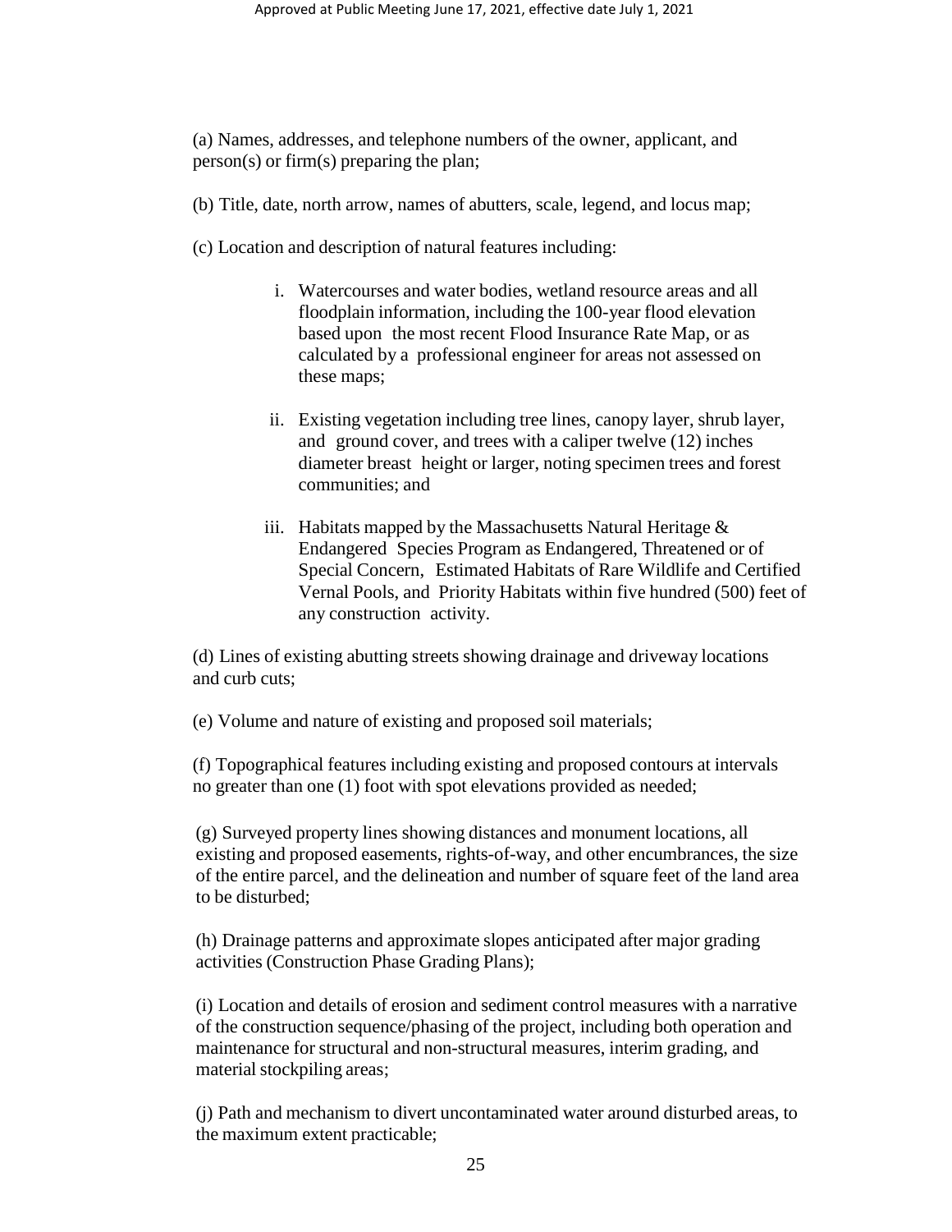(a) Names, addresses, and telephone numbers of the owner, applicant, and person(s) or firm(s) preparing the plan;

(b) Title, date, north arrow, names of abutters, scale, legend, and locus map;

(c) Location and description of natural features including:

i. Watercourses and water bodies, wetland resource areas and all floodplain information, including the 100-year flood elevation based upon the most recent Flood Insurance Rate Map, or as calculated by a professional engineer for areas not assessed on these maps;

ii. Existing vegetation including tree lines, canopy layer, shrub layer, and ground cover, and trees with a caliper twelve (12) inches diameter breast height or larger, noting specimen trees and forest communities; and

iii. Habitats mapped by the Massachusetts Natural Heritage & Endangered Species Program as Endangered, Threatened or of Special Concern, Estimated Habitats of Rare Wildlife and Certified Vernal Pools, and Priority Habitats within five hundred (500) feet of any construction activity.

(d) Lines of existing abutting streets showing drainage and driveway locations and curb cuts;

(e) Volume and nature of existing and proposed soil materials;

(f) Topographical features including existing and proposed contours at intervals no greater than one (1) foot with spot elevations provided as needed;

(g) Surveyed property lines showing distances and monument locations, all existing and proposed easements, rights-of-way, and other encumbrances, the size of the entire parcel, and the delineation and number of square feet of the land area to be disturbed;

(h) Drainage patterns and approximate slopes anticipated after major grading activities (Construction Phase Grading Plans);

(i) Location and details of erosion and sediment control measures with a narrative of the construction sequence/phasing of the project, including both operation and maintenance for structural and non-structural measures, interim grading, and material stockpiling areas;

(j) Path and mechanism to divert uncontaminated water around disturbed areas, to the maximum extent practicable;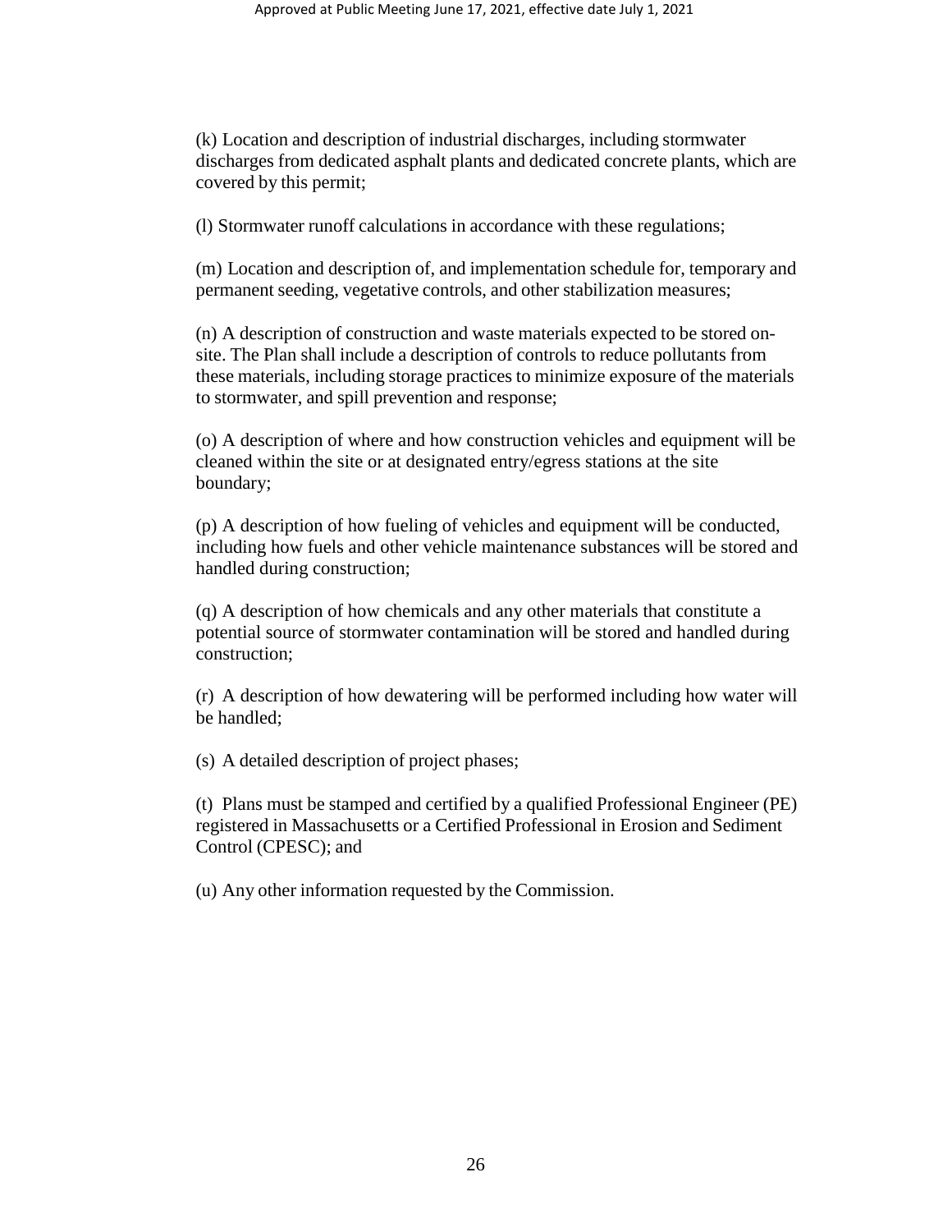(k) Location and description of industrial discharges, including stormwater discharges from dedicated asphalt plants and dedicated concrete plants, which are covered by this permit;

(l) Stormwater runoff calculations in accordance with these regulations;

(m) Location and description of, and implementation schedule for, temporary and permanent seeding, vegetative controls, and other stabilization measures;

(n) A description of construction and waste materials expected to be stored on-site. The Plan shall include a description of controls to reduce pollutants from these materials, including storage practices to minimize exposure of the materials to stormwater, and spill prevention and response;

(o) A description of where and how construction vehicles and equipment will be cleaned within the site or at designated entry/egress stations at the site boundary;

(p) A description of how fueling of vehicles and equipment will be conducted, including how fuels and other vehicle maintenance substances will be stored and handled during construction;

(q) A description of how chemicals and any other materials that constitute a potential source of stormwater contamination will be stored and handled during construction;

(r) A description of how dewatering will be performed including how water will be handled;

(s) A detailed description of project phases;

(t) Plans must be stamped and certified by a qualified Professional Engineer (PE) registered in Massachusetts or a Certified Professional in Erosion and Sediment Control (CPESC); and

(u) Any other information requested by the Commission.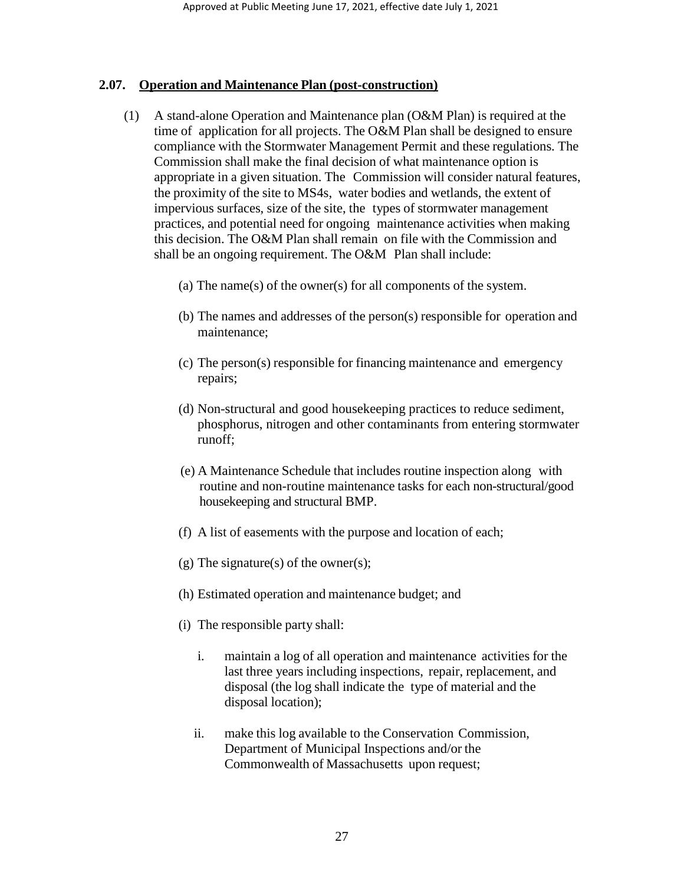## 2.07. Operation and Maintenance Plan (post-construction)

(1) A stand-alone Operation and Maintenance plan (O&M Plan) is required at the time of application for all projects. The O&M Plan shall be designed to ensure compliance with the Stormwater Management Permit and these regulations. The Commission shall make the final decision of what maintenance option is appropriate in a given situation. The Commission will consider natural features, the proximity of the site to MS4s, water bodies and wetlands, the extent of impervious surfaces, size of the site, the types of stormwater management practices, and potential need for ongoing maintenance activities when making this decision. The O&M Plan shall remain on file with the Commission and shall be an ongoing requirement. The O&M Plan shall include:

(a) The name(s) of the owner(s) for all components of the system.

(b) The names and addresses of the person(s) responsible for operation and maintenance;

(c) The person(s) responsible for financing maintenance and emergency repairs;

(d) Non-structural and good housekeeping practices to reduce sediment, phosphorus, nitrogen and other contaminants from entering stormwater runoff;

(e) A Maintenance Schedule that includes routine inspection along with routine and non-routine maintenance tasks for each non-structural/good housekeeping and structural BMP.

(f) A list of easements with the purpose and location of each;

(g) The signature(s) of the owner(s);

(h) Estimated operation and maintenance budget; and

(i) The responsible party shall:

i. maintain a log of all operation and maintenance activities for the last three years including inspections, repair, replacement, and disposal (the log shall indicate the type of material and the disposal location);

ii. make this log available to the Conservation Commission, Department of Municipal Inspections and/or the Commonwealth of Massachusetts upon request;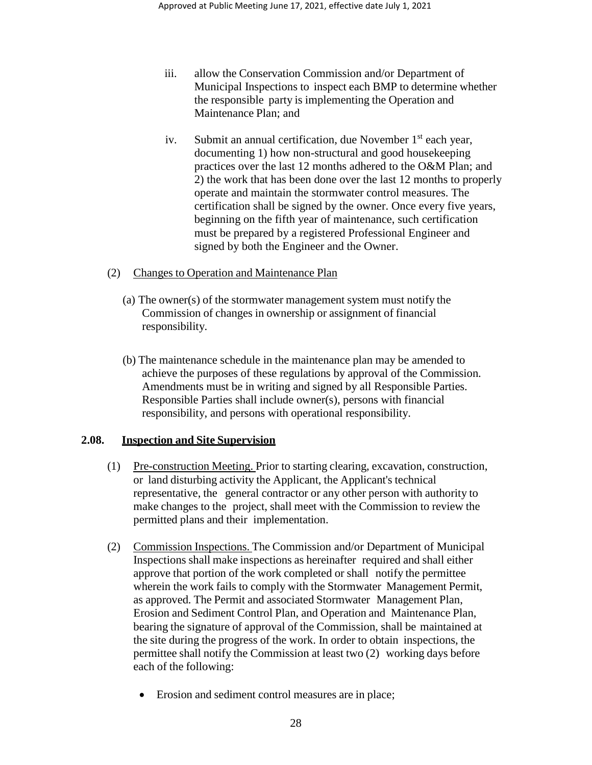iii. allow the Conservation Commission and/or Department of Municipal Inspections to inspect each BMP to determine whether the responsible party is implementing the Operation and Maintenance Plan; and

iv. Submit an annual certification, due November 1st each year, documenting 1) how non-structural and good housekeeping practices over the last 12 months adhered to the O&M Plan; and 2) the work that has been done over the last 12 months to properly operate and maintain the stormwater control measures. The certification shall be signed by the owner. Once every five years, beginning on the fifth year of maintenance, such certification must be prepared by a registered Professional Engineer and signed by both the Engineer and the Owner.

(2) Changes to Operation and Maintenance Plan

(a) The owner(s) of the stormwater management system must notify the Commission of changes in ownership or assignment of financial responsibility.

(b) The maintenance schedule in the maintenance plan may be amended to achieve the purposes of these regulations by approval of the Commission. Amendments must be in writing and signed by all Responsible Parties. Responsible Parties shall include owner(s), persons with financial responsibility, and persons with operational responsibility.

## 2.08. Inspection and Site Supervision

(1) Pre-construction Meeting. Prior to starting clearing, excavation, construction, or land disturbing activity the Applicant, the Applicant's technical representative, the general contractor or any other person with authority to make changes to the project, shall meet with the Commission to review the permitted plans and their implementation.

(2) Commission Inspections. The Commission and/or Department of Municipal Inspections shall make inspections as hereinafter required and shall either approve that portion of the work completed or shall notify the permittee wherein the work fails to comply with the Stormwater Management Permit, as approved. The Permit and associated Stormwater Management Plan, Erosion and Sediment Control Plan, and Operation and Maintenance Plan, bearing the signature of approval of the Commission, shall be maintained at the site during the progress of the work. In order to obtain inspections, the permittee shall notify the Commission at least two (2) working days before each of the following:

- Erosion and sediment control measures are in place;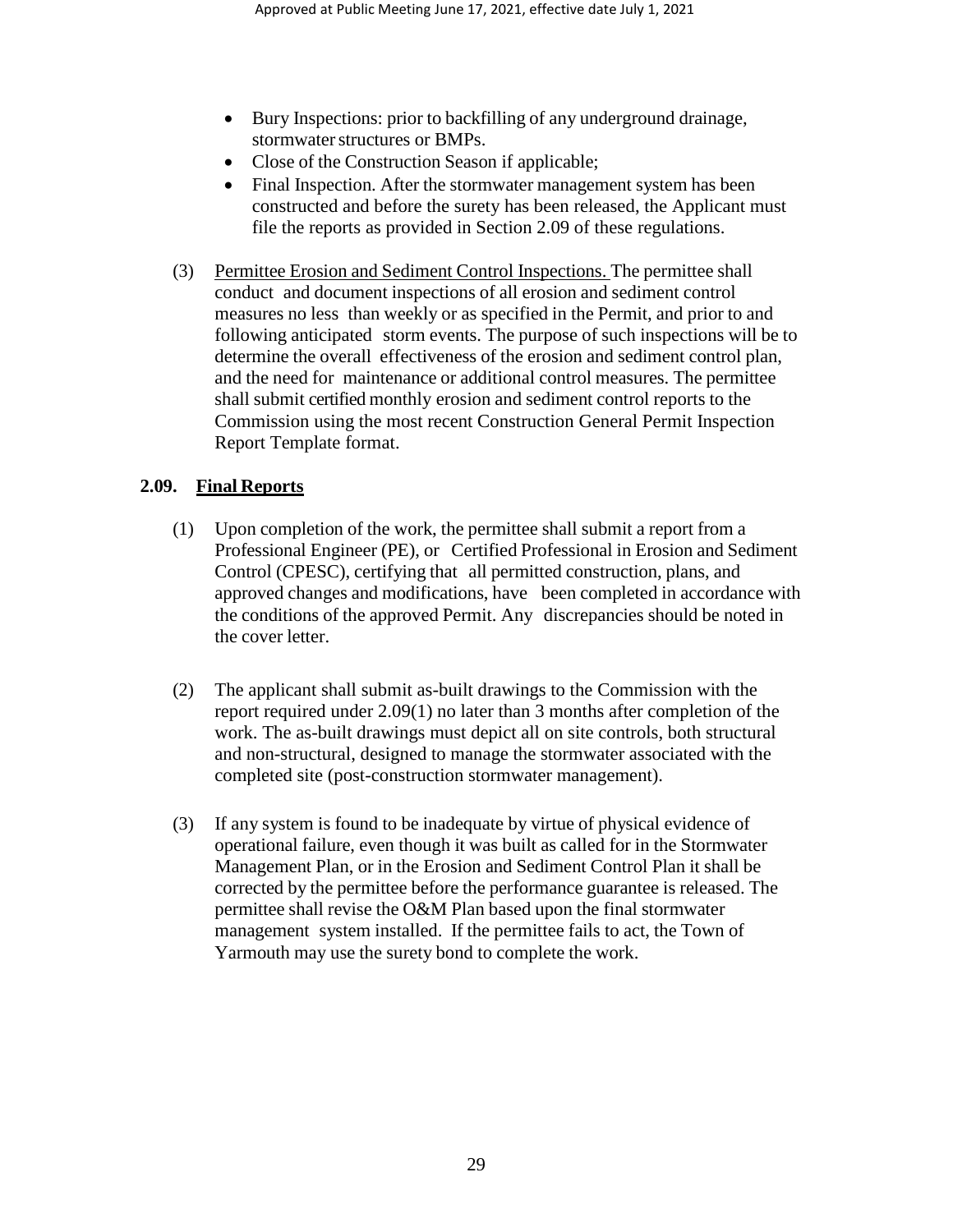- Bury Inspections: prior to backfilling of any underground drainage, stormwater structures or BMPs.
- Close of the Construction Season if applicable;
- Final Inspection. After the stormwater management system has been constructed and before the surety has been released, the Applicant must file the reports as provided in Section 2.09 of these regulations.

(3) Permittee Erosion and Sediment Control Inspections. The permittee shall conduct and document inspections of all erosion and sediment control measures no less than weekly or as specified in the Permit, and prior to and following anticipated storm events. The purpose of such inspections will be to determine the overall effectiveness of the erosion and sediment control plan, and the need for maintenance or additional control measures. The permittee shall submit certified monthly erosion and sediment control reports to the Commission using the most recent Construction General Permit Inspection Report Template format.

## 2.09. Final Reports

(1) Upon completion of the work, the permittee shall submit a report from a Professional Engineer (PE), or Certified Professional in Erosion and Sediment Control (CPESC), certifying that all permitted construction, plans, and approved changes and modifications, have been completed in accordance with the conditions of the approved Permit. Any discrepancies should be noted in the cover letter.

(2) The applicant shall submit as-built drawings to the Commission with the report required under 2.09(1) no later than 3 months after completion of the work. The as-built drawings must depict all on site controls, both structural and non-structural, designed to manage the stormwater associated with the completed site (post-construction stormwater management).

(3) If any system is found to be inadequate by virtue of physical evidence of operational failure, even though it was built as called for in the Stormwater Management Plan, or in the Erosion and Sediment Control Plan it shall be corrected by the permittee before the performance guarantee is released. The permittee shall revise the O&M Plan based upon the final stormwater management system installed. If the permittee fails to act, the Town of Yarmouth may use the surety bond to complete the work.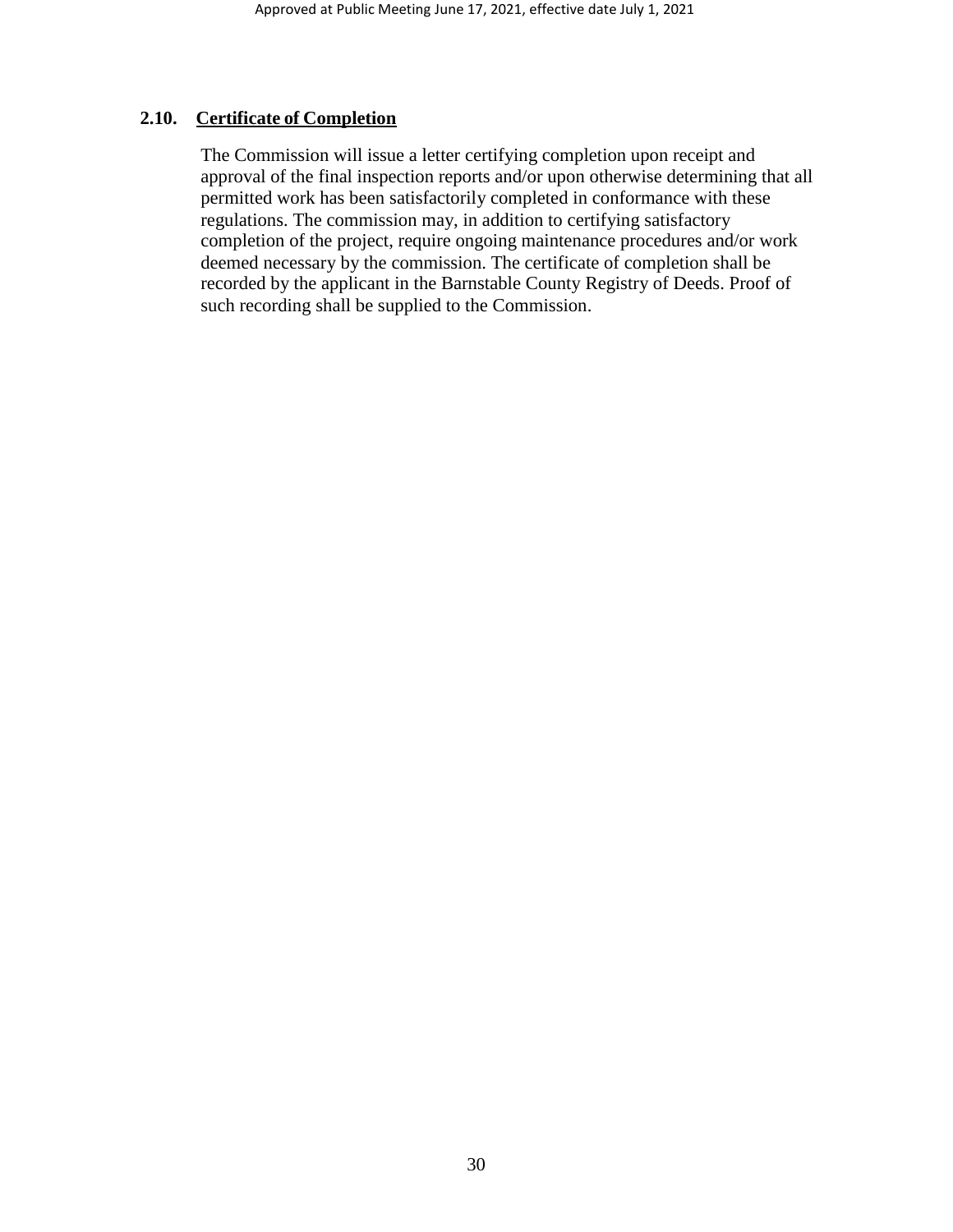## 2.10. Certificate of Completion

The Commission will issue a letter certifying completion upon receipt and approval of the final inspection reports and/or upon otherwise determining that all permitted work has been satisfactorily completed in conformance with these regulations. The commission may, in addition to certifying satisfactory completion of the project, require ongoing maintenance procedures and/or work deemed necessary by the commission. The certificate of completion shall be recorded by the applicant in the Barnstable County Registry of Deeds. Proof of such recording shall be supplied to the Commission.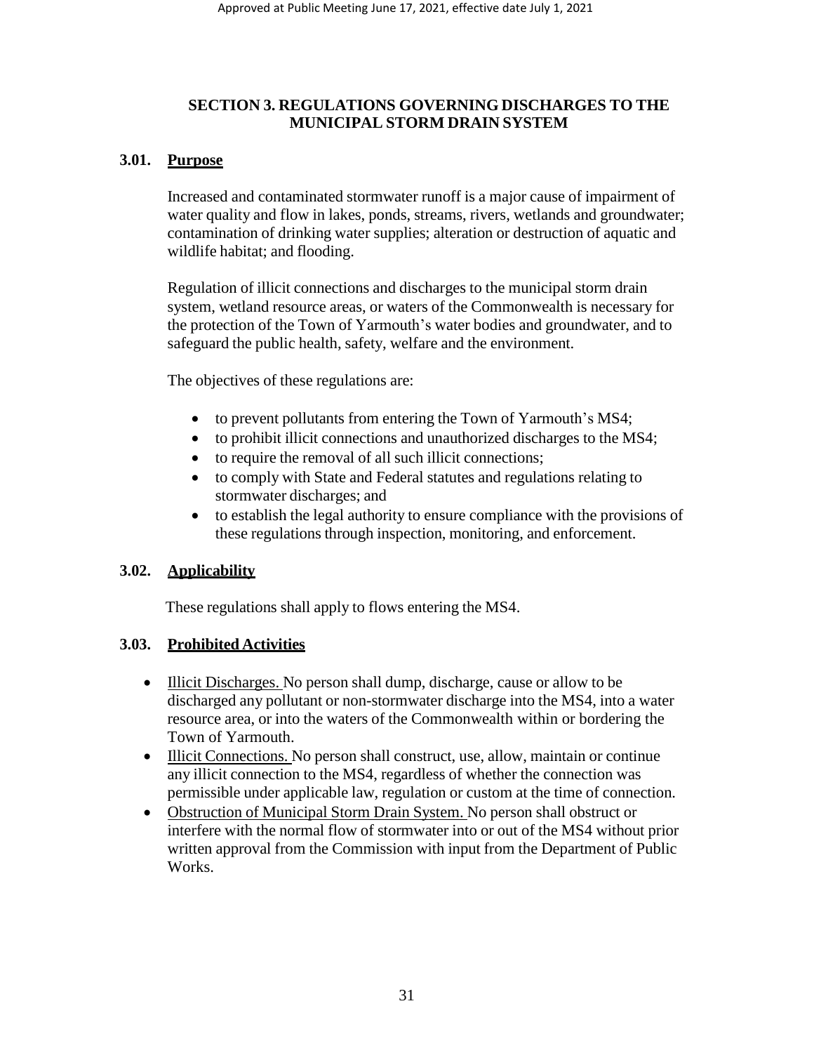## SECTION 3. REGULATIONS GOVERNING DISCHARGES TO THE MUNICIPAL STORM DRAIN SYSTEM

### 3.01. Purpose

Increased and contaminated stormwater runoff is a major cause of impairment of water quality and flow in lakes, ponds, streams, rivers, wetlands and groundwater; contamination of drinking water supplies; alteration or destruction of aquatic and wildlife habitat; and flooding.

Regulation of illicit connections and discharges to the municipal storm drain system, wetland resource areas, or waters of the Commonwealth is necessary for the protection of the Town of Yarmouth's water bodies and groundwater, and to safeguard the public health, safety, welfare and the environment.

The objectives of these regulations are:

- to prevent pollutants from entering the Town of Yarmouth's MS4;
- to prohibit illicit connections and unauthorized discharges to the MS4;
- to require the removal of all such illicit connections;
- to comply with State and Federal statutes and regulations relating to stormwater discharges; and
- to establish the legal authority to ensure compliance with the provisions of these regulations through inspection, monitoring, and enforcement.

### 3.02. Applicability

These regulations shall apply to flows entering the MS4.

### 3.03. Prohibited Activities

- Illicit Discharges. No person shall dump, discharge, cause or allow to be discharged any pollutant or non-stormwater discharge into the MS4, into a water resource area, or into the waters of the Commonwealth within or bordering the Town of Yarmouth.
- Illicit Connections. No person shall construct, use, allow, maintain or continue any illicit connection to the MS4, regardless of whether the connection was permissible under applicable law, regulation or custom at the time of connection.
- Obstruction of Municipal Storm Drain System. No person shall obstruct or interfere with the normal flow of stormwater into or out of the MS4 without prior written approval from the Commission with input from the Department of Public Works.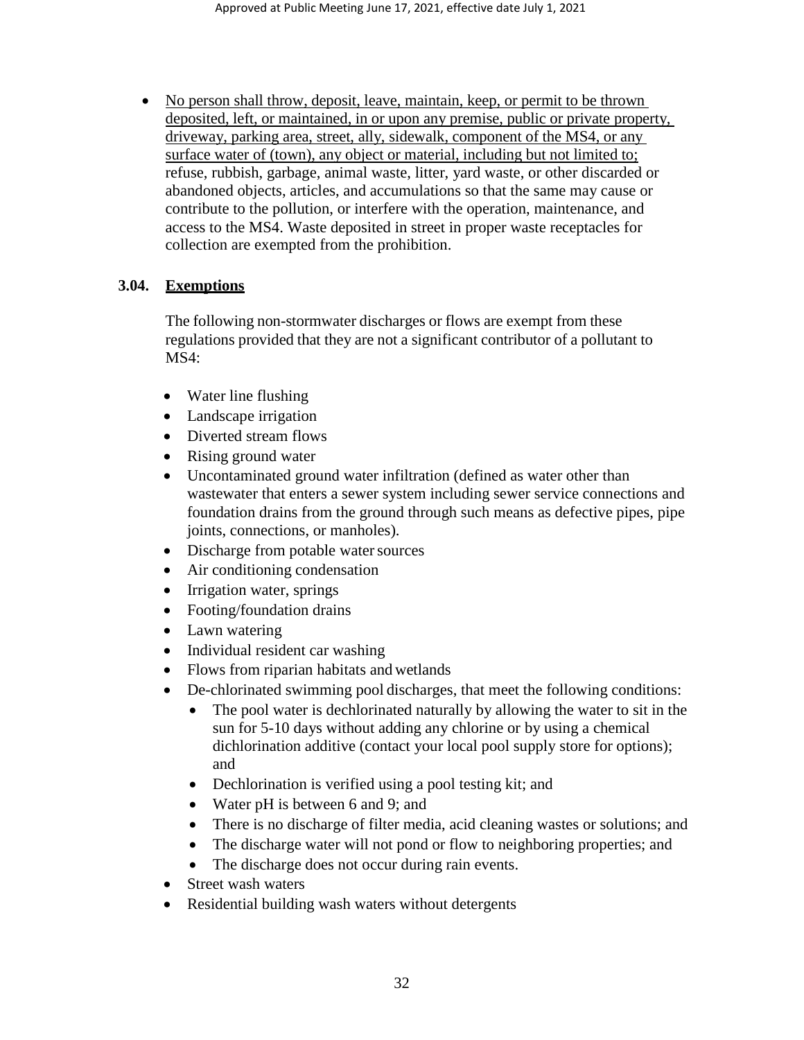- No person shall throw, deposit, leave, maintain, keep, or permit to be thrown deposited, left, or maintained, in or upon any premise, public or private property, driveway, parking area, street, ally, sidewalk, component of the MS4, or any surface water of (town), any object or material, including but not limited to; refuse, rubbish, garbage, animal waste, litter, yard waste, or other discarded or abandoned objects, articles, and accumulations so that the same may cause or contribute to the pollution, or interfere with the operation, maintenance, and access to the MS4. Waste deposited in street in proper waste receptacles for collection are exempted from the prohibition.

### 3.04. Exemptions

The following non-stormwater discharges or flows are exempt from these regulations provided that they are not a significant contributor of a pollutant to MS4:

- Water line flushing
- Landscape irrigation
- Diverted stream flows
- Rising ground water
- Uncontaminated ground water infiltration (defined as water other than wastewater that enters a sewer system including sewer service connections and foundation drains from the ground through such means as defective pipes, pipe joints, connections, or manholes).
- Discharge from potable water sources
- Air conditioning condensation
- Irrigation water, springs
- Footing/foundation drains
- Lawn watering
- Individual resident car washing
- Flows from riparian habitats and wetlands
- De-chlorinated swimming pool discharges, that meet the following conditions:
  - The pool water is dechlorinated naturally by allowing the water to sit in the sun for 5-10 days without adding any chlorine or by using a chemical dichlorination additive (contact your local pool supply store for options); and
  - Dechlorination is verified using a pool testing kit; and
  - Water pH is between 6 and 9; and
  - There is no discharge of filter media, acid cleaning wastes or solutions; and
  - The discharge water will not pond or flow to neighboring properties; and
  - The discharge does not occur during rain events.
- Street wash waters
- Residential building wash waters without detergents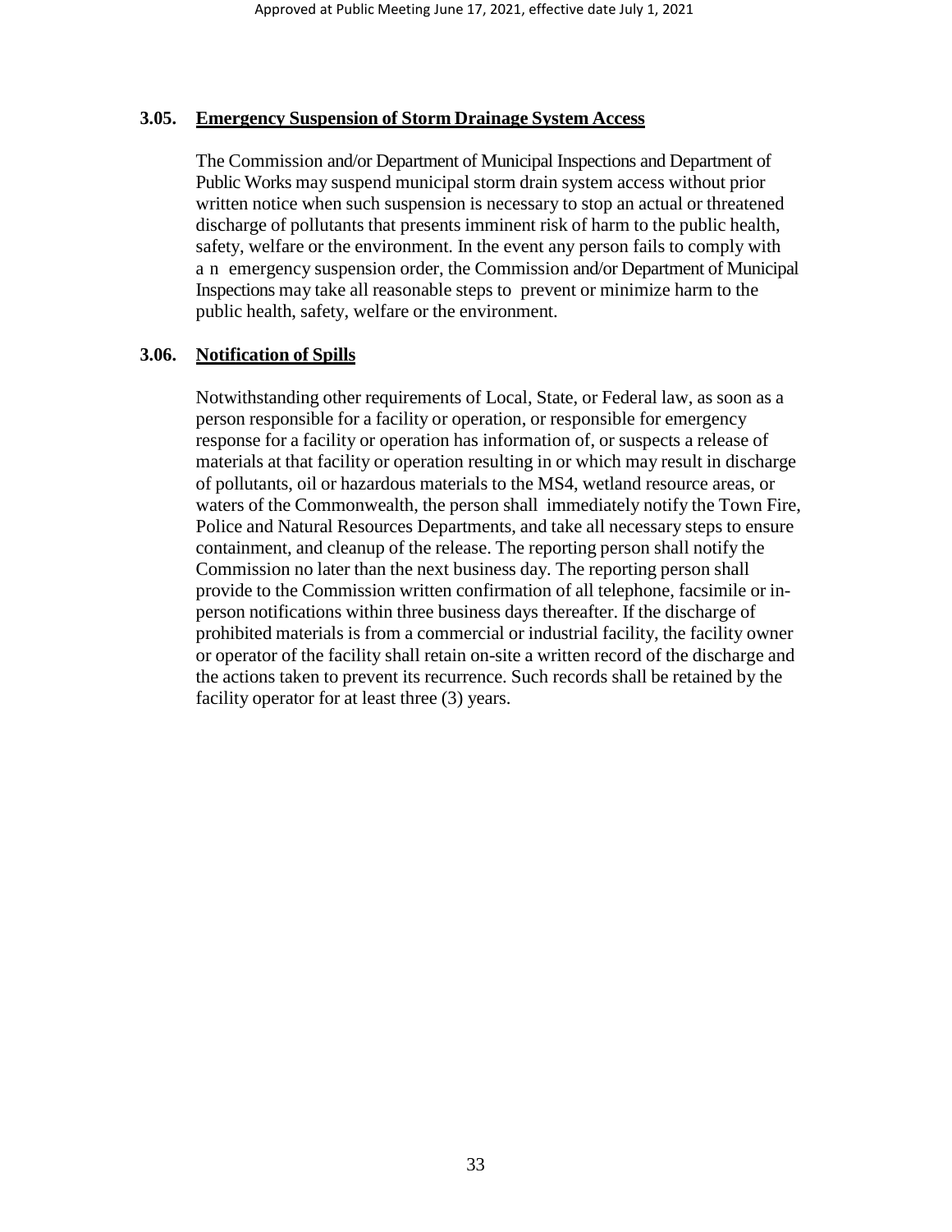### 3.05. Emergency Suspension of Storm Drainage System Access

The Commission and/or Department of Municipal Inspections and Department of Public Works may suspend municipal storm drain system access without prior written notice when such suspension is necessary to stop an actual or threatened discharge of pollutants that presents imminent risk of harm to the public health, safety, welfare or the environment. In the event any person fails to comply with an emergency suspension order, the Commission and/or Department of Municipal Inspections may take all reasonable steps to prevent or minimize harm to the public health, safety, welfare or the environment.

### 3.06. Notification of Spills

Notwithstanding other requirements of Local, State, or Federal law, as soon as a person responsible for a facility or operation, or responsible for emergency response for a facility or operation has information of, or suspects a release of materials at that facility or operation resulting in or which may result in discharge of pollutants, oil or hazardous materials to the MS4, wetland resource areas, or waters of the Commonwealth, the person shall immediately notify the Town Fire, Police and Natural Resources Departments, and take all necessary steps to ensure containment, and cleanup of the release. The reporting person shall notify the Commission no later than the next business day. The reporting person shall provide to the Commission written confirmation of all telephone, facsimile or in-person notifications within three business days thereafter. If the discharge of prohibited materials is from a commercial or industrial facility, the facility owner or operator of the facility shall retain on-site a written record of the discharge and the actions taken to prevent its recurrence. Such records shall be retained by the facility operator for at least three (3) years.